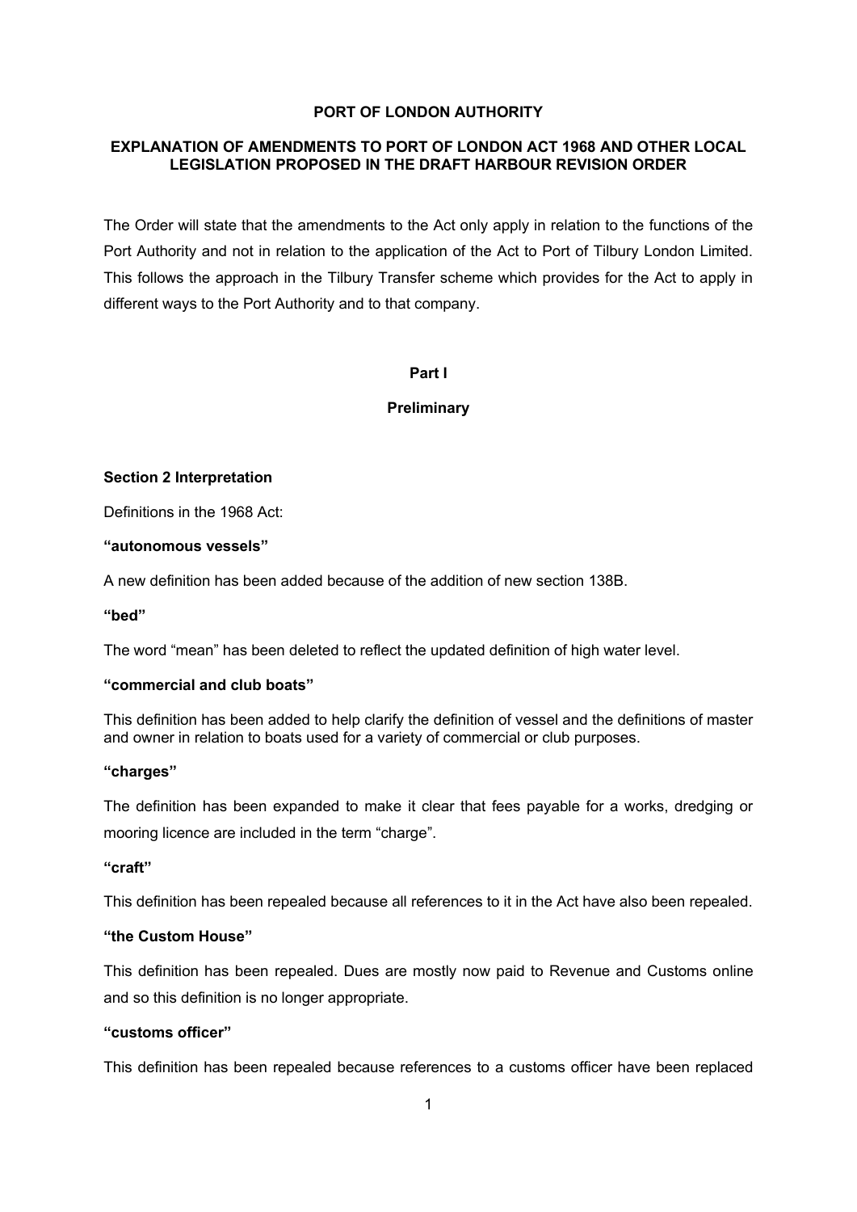# PORT OF LONDON AUTHORITY

## EXPLANATION OF AMENDMENTS TO PORT OF LONDON ACT 1968 AND OTHER LOCAL LEGISLATION PROPOSED IN THE DRAFT HARBOUR REVISION ORDER

The Order will state that the amendments to the Act only apply in relation to the functions of the Port Authority and not in relation to the application of the Act to Port of Tilbury London Limited. This follows the approach in the Tilbury Transfer scheme which provides for the Act to apply in different ways to the Port Authority and to that company.

## Part I

## Preliminary

### Section 2 Interpretation

Definitions in the 1968 Act:

**"autonomous vessels"**

A new definition has been added because of the addition of new section 138B.

**"bed"**

The word "mean" has been deleted to reflect the updated definition of high water level.

**"commercial and club boats"**

This definition has been added to help clarify the definition of vessel and the definitions of master and owner in relation to boats used for a variety of commercial or club purposes.

**"charges"**

The definition has been expanded to make it clear that fees payable for a works, dredging or mooring licence are included in the term "charge".

**"craft"**

This definition has been repealed because all references to it in the Act have also been repealed.

**"the Custom House"**

This definition has been repealed. Dues are mostly now paid to Revenue and Customs online and so this definition is no longer appropriate.

**"customs officer"**

This definition has been repealed because references to a customs officer have been replaced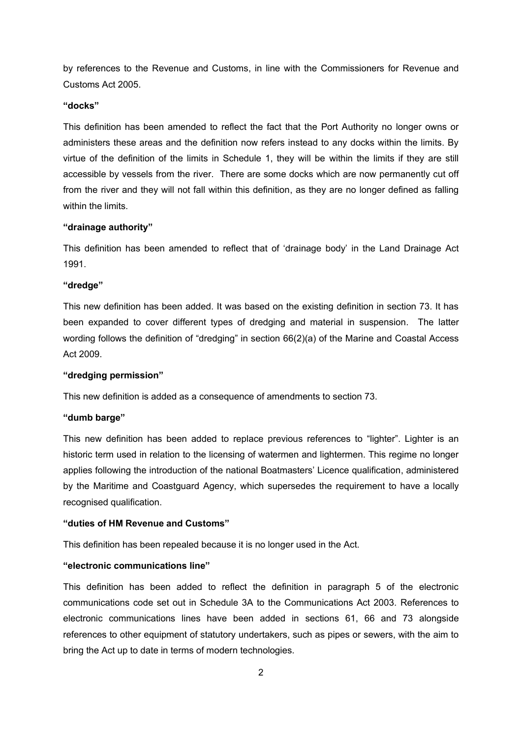by references to the Revenue and Customs, in line with the Commissioners for Revenue and Customs Act 2005.

**"docks"**

This definition has been amended to reflect the fact that the Port Authority no longer owns or administers these areas and the definition now refers instead to any docks within the limits. By virtue of the definition of the limits in Schedule 1, they will be within the limits if they are still accessible by vessels from the river. There are some docks which are now permanently cut off from the river and they will not fall within this definition, as they are no longer defined as falling within the limits.

**"drainage authority"**

This definition has been amended to reflect that of 'drainage body' in the Land Drainage Act 1991.

**"dredge"**

This new definition has been added. It was based on the existing definition in section 73. It has been expanded to cover different types of dredging and material in suspension. The latter wording follows the definition of "dredging" in section 66(2)(a) of the Marine and Coastal Access Act 2009.

**"dredging permission"**

This new definition is added as a consequence of amendments to section 73.

**"dumb barge"**

This new definition has been added to replace previous references to "lighter". Lighter is an historic term used in relation to the licensing of watermen and lightermen. This regime no longer applies following the introduction of the national Boatmasters' Licence qualification, administered by the Maritime and Coastguard Agency, which supersedes the requirement to have a locally recognised qualification.

**"duties of HM Revenue and Customs"**

This definition has been repealed because it is no longer used in the Act.

**"electronic communications line"**

This definition has been added to reflect the definition in paragraph 5 of the electronic communications code set out in Schedule 3A to the Communications Act 2003. References to electronic communications lines have been added in sections 61, 66 and 73 alongside references to other equipment of statutory undertakers, such as pipes or sewers, with the aim to bring the Act up to date in terms of modern technologies.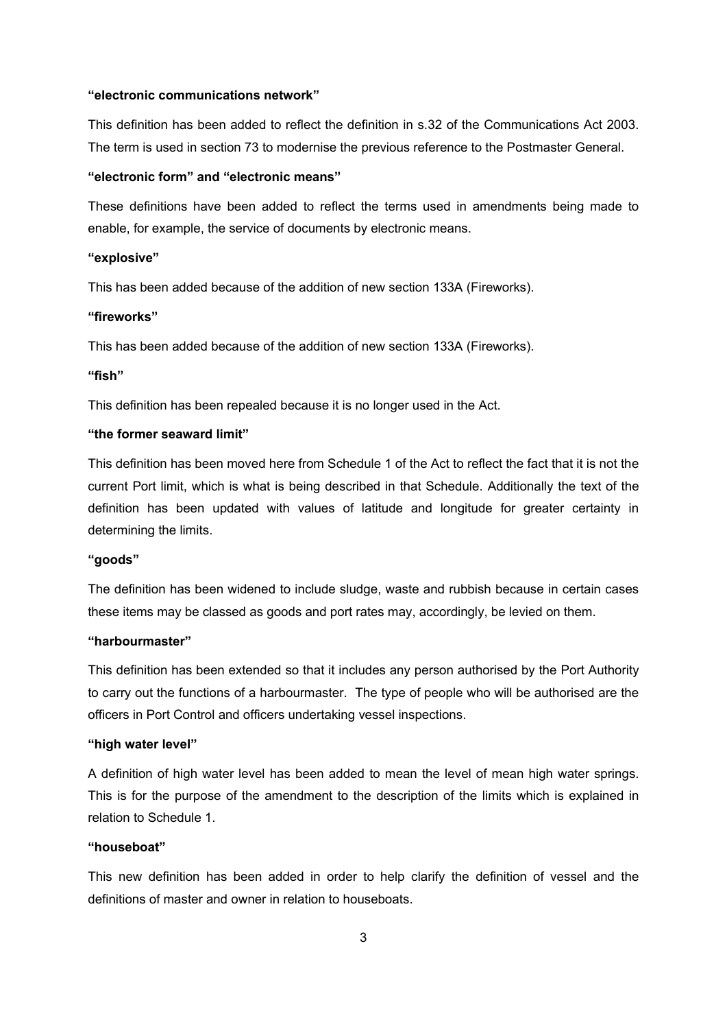**“electronic communications network”**

This definition has been added to reflect the definition in s.32 of the Communications Act 2003. The term is used in section 73 to modernise the previous reference to the Postmaster General.

**“electronic form” and “electronic means”**

These definitions have been added to reflect the terms used in amendments being made to enable, for example, the service of documents by electronic means.

**“explosive”**

This has been added because of the addition of new section 133A (Fireworks).

**“fireworks”**

This has been added because of the addition of new section 133A (Fireworks).

**“fish”**

This definition has been repealed because it is no longer used in the Act.

**“the former seaward limit”**

This definition has been moved here from Schedule 1 of the Act to reflect the fact that it is not the current Port limit, which is what is being described in that Schedule. Additionally the text of the definition has been updated with values of latitude and longitude for greater certainty in determining the limits.

**“goods”**

The definition has been widened to include sludge, waste and rubbish because in certain cases these items may be classed as goods and port rates may, accordingly, be levied on them.

**“harbourmaster”**

This definition has been extended so that it includes any person authorised by the Port Authority to carry out the functions of a harbourmaster. The type of people who will be authorised are the officers in Port Control and officers undertaking vessel inspections.

**“high water level”**

A definition of high water level has been added to mean the level of mean high water springs. This is for the purpose of the amendment to the description of the limits which is explained in relation to Schedule 1.

**“houseboat”**

This new definition has been added in order to help clarify the definition of vessel and the definitions of master and owner in relation to houseboats.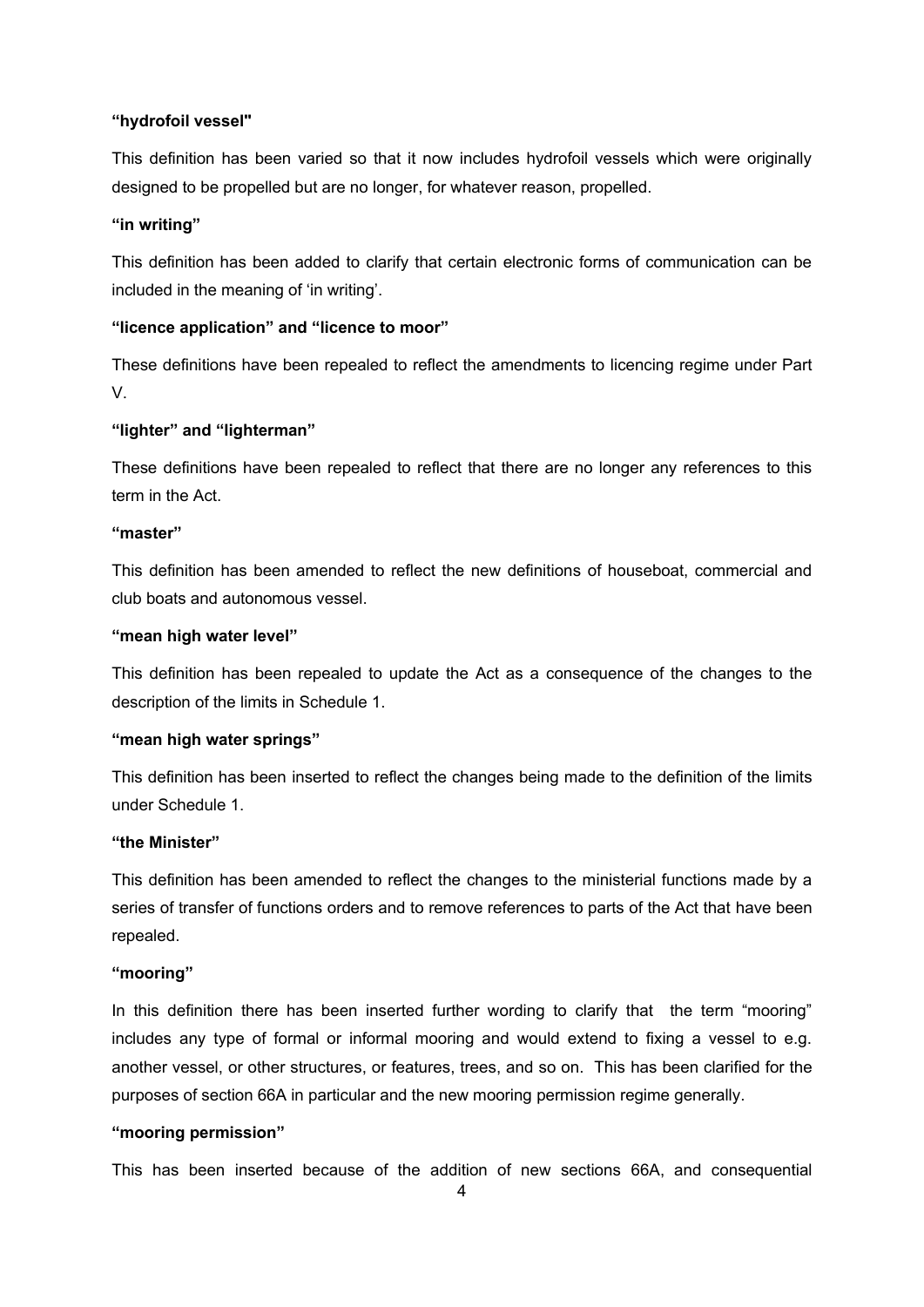**"hydrofoil vessel"**

This definition has been varied so that it now includes hydrofoil vessels which were originally designed to be propelled but are no longer, for whatever reason, propelled.

**"in writing"**

This definition has been added to clarify that certain electronic forms of communication can be included in the meaning of 'in writing'.

**"licence application" and "licence to moor"**

These definitions have been repealed to reflect the amendments to licencing regime under Part V.

**"lighter" and "lighterman"**

These definitions have been repealed to reflect that there are no longer any references to this term in the Act.

**"master"**

This definition has been amended to reflect the new definitions of houseboat, commercial and club boats and autonomous vessel.

**"mean high water level"**

This definition has been repealed to update the Act as a consequence of the changes to the description of the limits in Schedule 1.

**"mean high water springs"**

This definition has been inserted to reflect the changes being made to the definition of the limits under Schedule 1.

**"the Minister"**

This definition has been amended to reflect the changes to the ministerial functions made by a series of transfer of functions orders and to remove references to parts of the Act that have been repealed.

**"mooring"**

In this definition there has been inserted further wording to clarify that the term "mooring" includes any type of formal or informal mooring and would extend to fixing a vessel to e.g. another vessel, or other structures, or features, trees, and so on. This has been clarified for the purposes of section 66A in particular and the new mooring permission regime generally.

**"mooring permission"**

This has been inserted because of the addition of new sections 66A, and consequential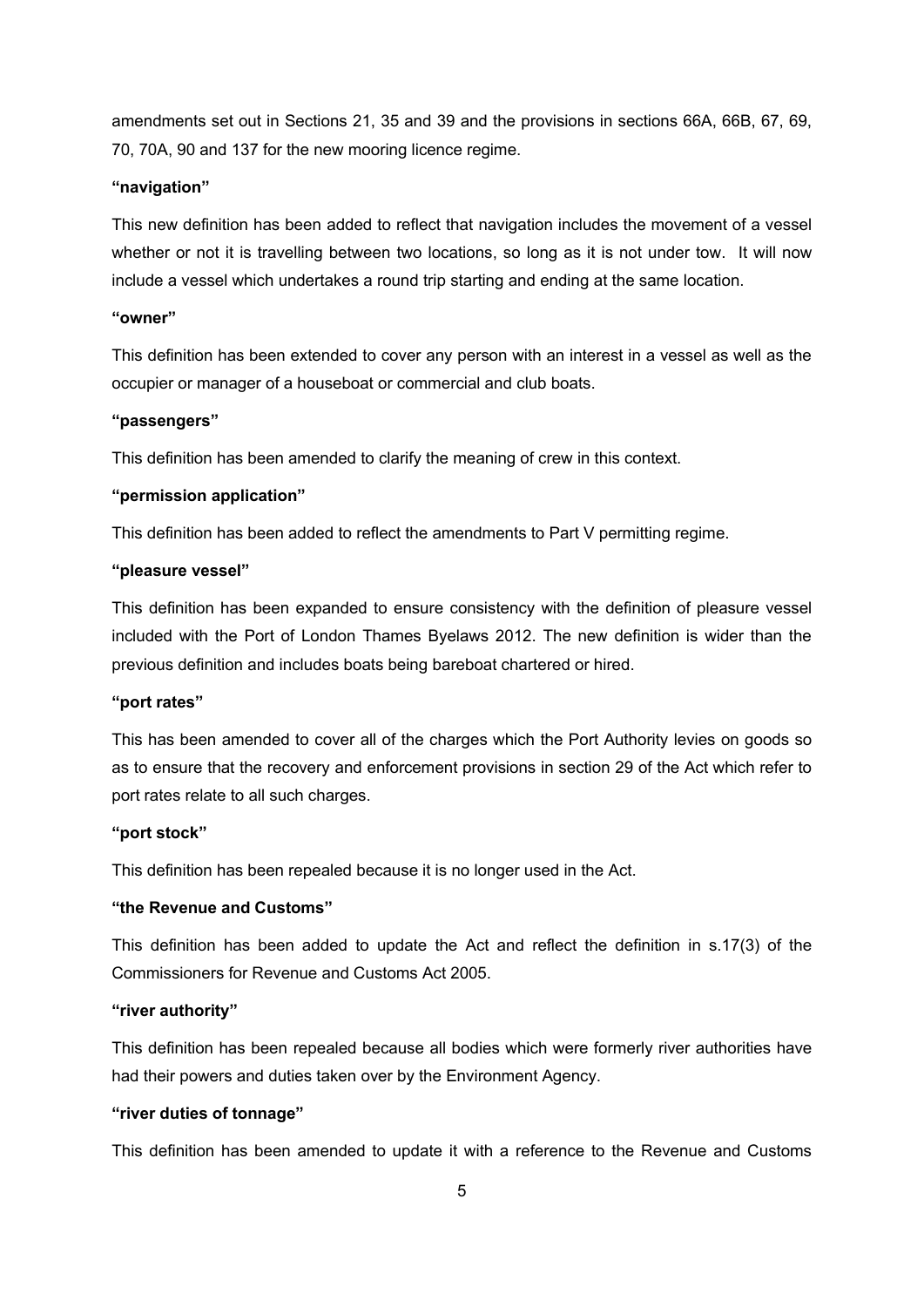amendments set out in Sections 21, 35 and 39 and the provisions in sections 66A, 66B, 67, 69, 70, 70A, 90 and 137 for the new mooring licence regime.

**"navigation"**

This new definition has been added to reflect that navigation includes the movement of a vessel whether or not it is travelling between two locations, so long as it is not under tow. It will now include a vessel which undertakes a round trip starting and ending at the same location.

**"owner"**

This definition has been extended to cover any person with an interest in a vessel as well as the occupier or manager of a houseboat or commercial and club boats.

**"passengers"**

This definition has been amended to clarify the meaning of crew in this context.

**"permission application"**

This definition has been added to reflect the amendments to Part V permitting regime.

**"pleasure vessel"**

This definition has been expanded to ensure consistency with the definition of pleasure vessel included with the Port of London Thames Byelaws 2012. The new definition is wider than the previous definition and includes boats being bareboat chartered or hired.

**"port rates"**

This has been amended to cover all of the charges which the Port Authority levies on goods so as to ensure that the recovery and enforcement provisions in section 29 of the Act which refer to port rates relate to all such charges.

**"port stock"**

This definition has been repealed because it is no longer used in the Act.

**"the Revenue and Customs"**

This definition has been added to update the Act and reflect the definition in s.17(3) of the Commissioners for Revenue and Customs Act 2005.

**"river authority"**

This definition has been repealed because all bodies which were formerly river authorities have had their powers and duties taken over by the Environment Agency.

**"river duties of tonnage"**

This definition has been amended to update it with a reference to the Revenue and Customs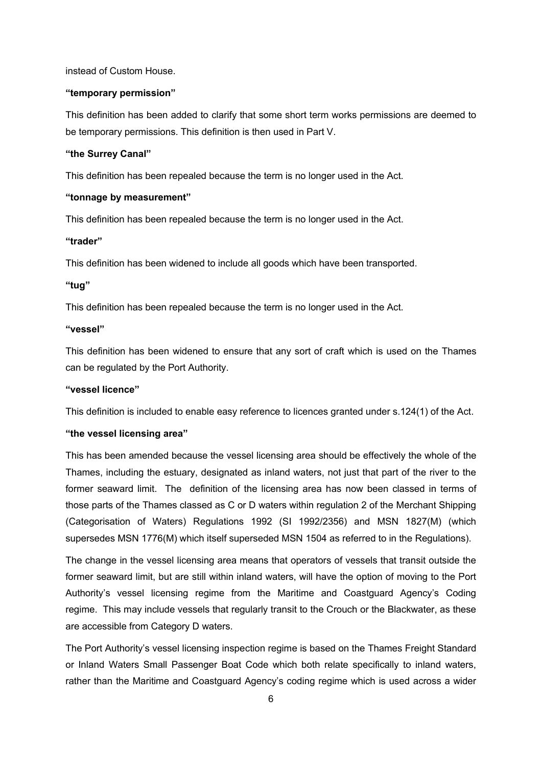instead of Custom House.

**"temporary permission"**

This definition has been added to clarify that some short term works permissions are deemed to be temporary permissions. This definition is then used in Part V.

**"the Surrey Canal"**

This definition has been repealed because the term is no longer used in the Act.

**"tonnage by measurement"**

This definition has been repealed because the term is no longer used in the Act.

**"trader"**

This definition has been widened to include all goods which have been transported.

**"tug"**

This definition has been repealed because the term is no longer used in the Act.

**"vessel"**

This definition has been widened to ensure that any sort of craft which is used on the Thames can be regulated by the Port Authority.

**"vessel licence"**

This definition is included to enable easy reference to licences granted under s.124(1) of the Act.

**"the vessel licensing area"**

This has been amended because the vessel licensing area should be effectively the whole of the Thames, including the estuary, designated as inland waters, not just that part of the river to the former seaward limit. The definition of the licensing area has now been classed in terms of those parts of the Thames classed as C or D waters within regulation 2 of the Merchant Shipping (Categorisation of Waters) Regulations 1992 (SI 1992/2356) and MSN 1827(M) (which supersedes MSN 1776(M) which itself superseded MSN 1504 as referred to in the Regulations).

The change in the vessel licensing area means that operators of vessels that transit outside the former seaward limit, but are still within inland waters, will have the option of moving to the Port Authority's vessel licensing regime from the Maritime and Coastguard Agency's Coding regime. This may include vessels that regularly transit to the Crouch or the Blackwater, as these are accessible from Category D waters.

The Port Authority's vessel licensing inspection regime is based on the Thames Freight Standard or Inland Waters Small Passenger Boat Code which both relate specifically to inland waters, rather than the Maritime and Coastguard Agency's coding regime which is used across a wider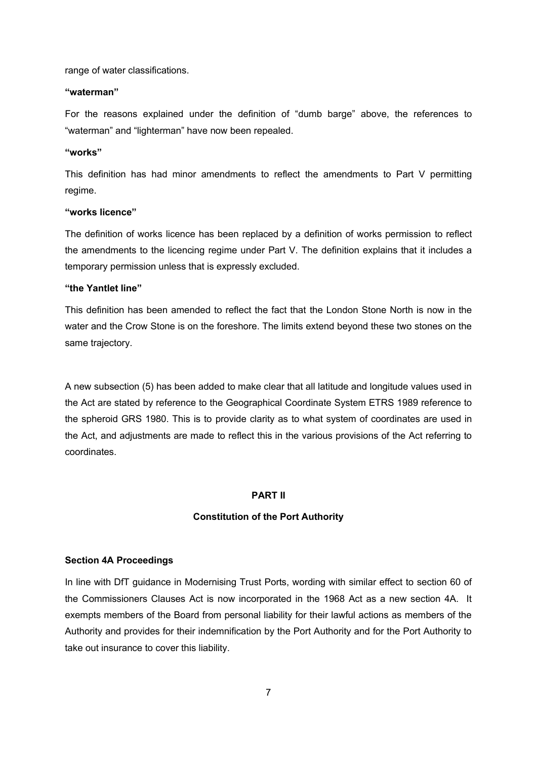range of water classifications.

**"waterman"**

For the reasons explained under the definition of "dumb barge" above, the references to "waterman" and "lighterman" have now been repealed.

**"works"**

This definition has had minor amendments to reflect the amendments to Part V permitting regime.

**"works licence"**

The definition of works licence has been replaced by a definition of works permission to reflect the amendments to the licencing regime under Part V. The definition explains that it includes a temporary permission unless that is expressly excluded.

**"the Yantlet line"**

This definition has been amended to reflect the fact that the London Stone North is now in the water and the Crow Stone is on the foreshore. The limits extend beyond these two stones on the same trajectory.

A new subsection (5) has been added to make clear that all latitude and longitude values used in the Act are stated by reference to the Geographical Coordinate System ETRS 1989 reference to the spheroid GRS 1980. This is to provide clarity as to what system of coordinates are used in the Act, and adjustments are made to reflect this in the various provisions of the Act referring to coordinates.

## PART II

## Constitution of the Port Authority

### Section 4A Proceedings

In line with DfT guidance in Modernising Trust Ports, wording with similar effect to section 60 of the Commissioners Clauses Act is now incorporated in the 1968 Act as a new section 4A. It exempts members of the Board from personal liability for their lawful actions as members of the Authority and provides for their indemnification by the Port Authority and for the Port Authority to take out insurance to cover this liability.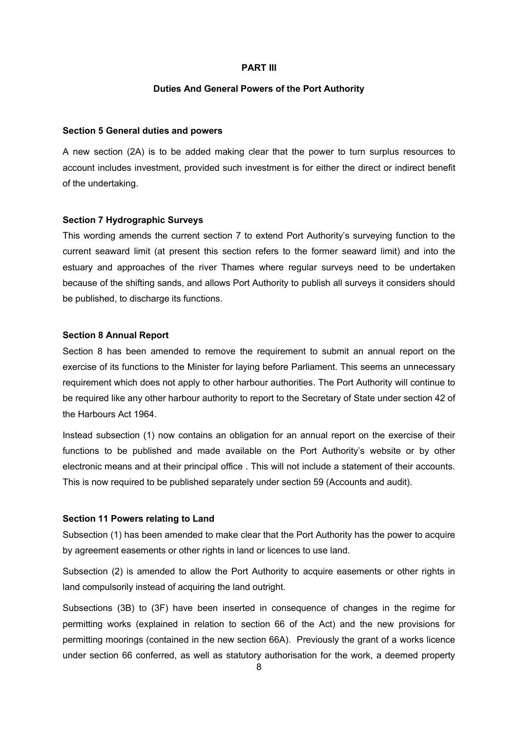## PART III

### Duties And General Powers of the Port Authority

**Section 5 General duties and powers**

A new section (2A) is to be added making clear that the power to turn surplus resources to account includes investment, provided such investment is for either the direct or indirect benefit of the undertaking.

**Section 7 Hydrographic Surveys**

This wording amends the current section 7 to extend Port Authority's surveying function to the current seaward limit (at present this section refers to the former seaward limit) and into the estuary and approaches of the river Thames where regular surveys need to be undertaken because of the shifting sands, and allows Port Authority to publish all surveys it considers should be published, to discharge its functions.

**Section 8 Annual Report**

Section 8 has been amended to remove the requirement to submit an annual report on the exercise of its functions to the Minister for laying before Parliament. This seems an unnecessary requirement which does not apply to other harbour authorities. The Port Authority will continue to be required like any other harbour authority to report to the Secretary of State under section 42 of the Harbours Act 1964.

Instead subsection (1) now contains an obligation for an annual report on the exercise of their functions to be published and made available on the Port Authority's website or by other electronic means and at their principal office . This will not include a statement of their accounts. This is now required to be published separately under section 59 (Accounts and audit).

**Section 11 Powers relating to Land**

Subsection (1) has been amended to make clear that the Port Authority has the power to acquire by agreement easements or other rights in land or licences to use land.

Subsection (2) is amended to allow the Port Authority to acquire easements or other rights in land compulsorily instead of acquiring the land outright.

Subsections (3B) to (3F) have been inserted in consequence of changes in the regime for permitting works (explained in relation to section 66 of the Act) and the new provisions for permitting moorings (contained in the new section 66A). Previously the grant of a works licence under section 66 conferred, as well as statutory authorisation for the work, a deemed property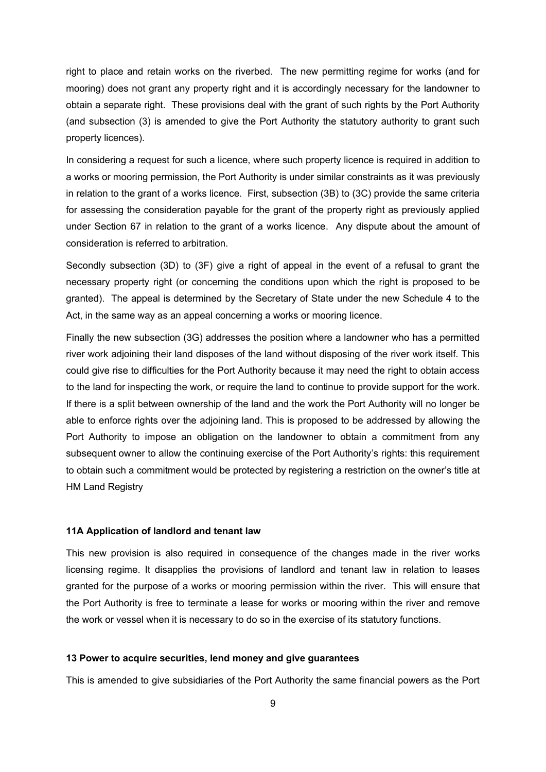right to place and retain works on the riverbed. The new permitting regime for works (and for mooring) does not grant any property right and it is accordingly necessary for the landowner to obtain a separate right. These provisions deal with the grant of such rights by the Port Authority (and subsection (3) is amended to give the Port Authority the statutory authority to grant such property licences).

In considering a request for such a licence, where such property licence is required in addition to a works or mooring permission, the Port Authority is under similar constraints as it was previously in relation to the grant of a works licence. First, subsection (3B) to (3C) provide the same criteria for assessing the consideration payable for the grant of the property right as previously applied under Section 67 in relation to the grant of a works licence. Any dispute about the amount of consideration is referred to arbitration.

Secondly subsection (3D) to (3F) give a right of appeal in the event of a refusal to grant the necessary property right (or concerning the conditions upon which the right is proposed to be granted). The appeal is determined by the Secretary of State under the new Schedule 4 to the Act, in the same way as an appeal concerning a works or mooring licence.

Finally the new subsection (3G) addresses the position where a landowner who has a permitted river work adjoining their land disposes of the land without disposing of the river work itself. This could give rise to difficulties for the Port Authority because it may need the right to obtain access to the land for inspecting the work, or require the land to continue to provide support for the work. If there is a split between ownership of the land and the work the Port Authority will no longer be able to enforce rights over the adjoining land. This is proposed to be addressed by allowing the Port Authority to impose an obligation on the landowner to obtain a commitment from any subsequent owner to allow the continuing exercise of the Port Authority's rights: this requirement to obtain such a commitment would be protected by registering a restriction on the owner's title at HM Land Registry

**11A Application of landlord and tenant law**

This new provision is also required in consequence of the changes made in the river works licensing regime. It disapplies the provisions of landlord and tenant law in relation to leases granted for the purpose of a works or mooring permission within the river. This will ensure that the Port Authority is free to terminate a lease for works or mooring within the river and remove the work or vessel when it is necessary to do so in the exercise of its statutory functions.

**13 Power to acquire securities, lend money and give guarantees**

This is amended to give subsidiaries of the Port Authority the same financial powers as the Port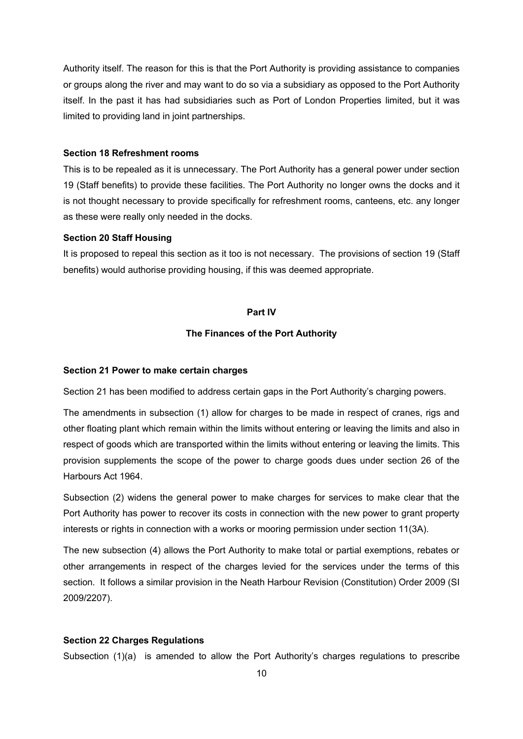Authority itself. The reason for this is that the Port Authority is providing assistance to companies or groups along the river and may want to do so via a subsidiary as opposed to the Port Authority itself. In the past it has had subsidiaries such as Port of London Properties limited, but it was limited to providing land in joint partnerships.

**Section 18 Refreshment rooms**

This is to be repealed as it is unnecessary. The Port Authority has a general power under section 19 (Staff benefits) to provide these facilities. The Port Authority no longer owns the docks and it is not thought necessary to provide specifically for refreshment rooms, canteens, etc. any longer as these were really only needed in the docks.

**Section 20 Staff Housing**

It is proposed to repeal this section as it too is not necessary. The provisions of section 19 (Staff benefits) would authorise providing housing, if this was deemed appropriate.

## Part IV

## The Finances of the Port Authority

**Section 21 Power to make certain charges**

Section 21 has been modified to address certain gaps in the Port Authority's charging powers.

The amendments in subsection (1) allow for charges to be made in respect of cranes, rigs and other floating plant which remain within the limits without entering or leaving the limits and also in respect of goods which are transported within the limits without entering or leaving the limits. This provision supplements the scope of the power to charge goods dues under section 26 of the Harbours Act 1964.

Subsection (2) widens the general power to make charges for services to make clear that the Port Authority has power to recover its costs in connection with the new power to grant property interests or rights in connection with a works or mooring permission under section 11(3A).

The new subsection (4) allows the Port Authority to make total or partial exemptions, rebates or other arrangements in respect of the charges levied for the services under the terms of this section. It follows a similar provision in the Neath Harbour Revision (Constitution) Order 2009 (SI 2009/2207).

**Section 22 Charges Regulations**

Subsection (1)(a) is amended to allow the Port Authority's charges regulations to prescribe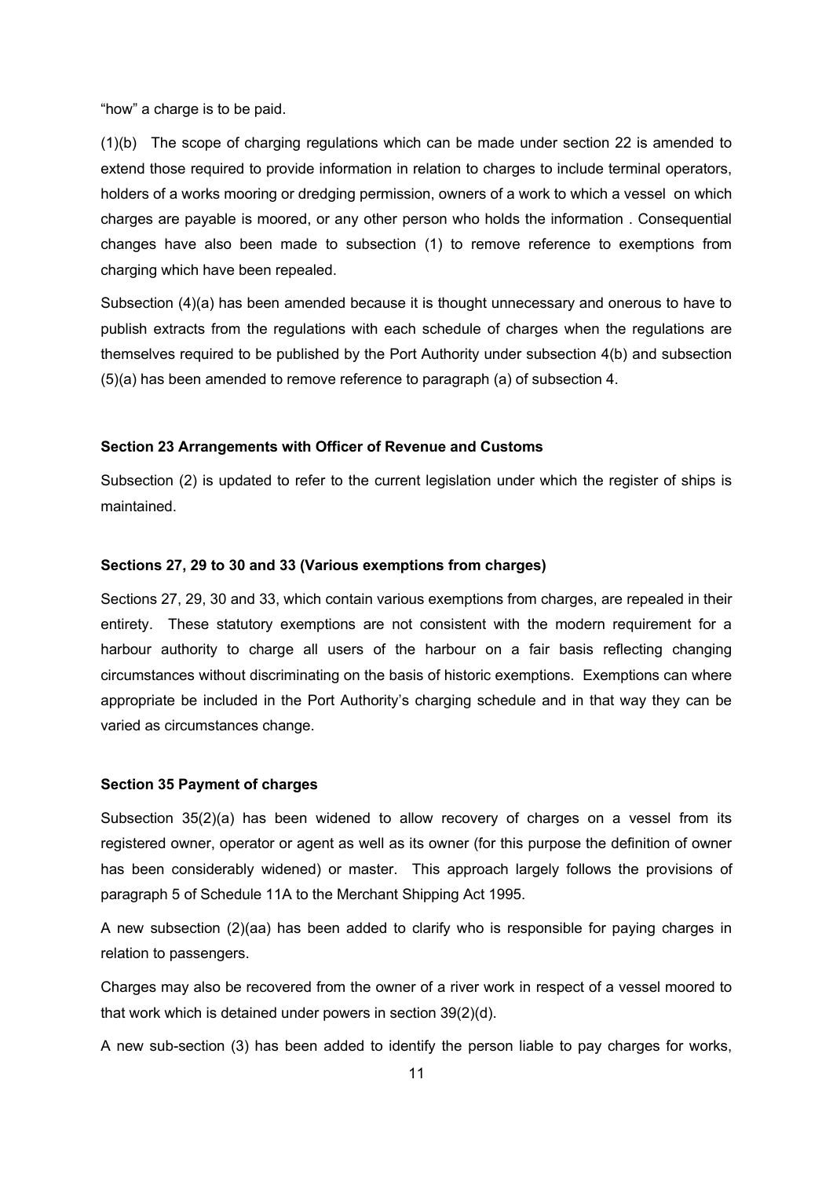"how" a charge is to be paid.

(1)(b) The scope of charging regulations which can be made under section 22 is amended to extend those required to provide information in relation to charges to include terminal operators, holders of a works mooring or dredging permission, owners of a work to which a vessel on which charges are payable is moored, or any other person who holds the information . Consequential changes have also been made to subsection (1) to remove reference to exemptions from charging which have been repealed.

Subsection (4)(a) has been amended because it is thought unnecessary and onerous to have to publish extracts from the regulations with each schedule of charges when the regulations are themselves required to be published by the Port Authority under subsection 4(b) and subsection (5)(a) has been amended to remove reference to paragraph (a) of subsection 4.

**Section 23 Arrangements with Officer of Revenue and Customs**

Subsection (2) is updated to refer to the current legislation under which the register of ships is maintained.

**Sections 27, 29 to 30 and 33 (Various exemptions from charges)**

Sections 27, 29, 30 and 33, which contain various exemptions from charges, are repealed in their entirety. These statutory exemptions are not consistent with the modern requirement for a harbour authority to charge all users of the harbour on a fair basis reflecting changing circumstances without discriminating on the basis of historic exemptions. Exemptions can where appropriate be included in the Port Authority's charging schedule and in that way they can be varied as circumstances change.

**Section 35 Payment of charges**

Subsection 35(2)(a) has been widened to allow recovery of charges on a vessel from its registered owner, operator or agent as well as its owner (for this purpose the definition of owner has been considerably widened) or master. This approach largely follows the provisions of paragraph 5 of Schedule 11A to the Merchant Shipping Act 1995.

A new subsection (2)(aa) has been added to clarify who is responsible for paying charges in relation to passengers.

Charges may also be recovered from the owner of a river work in respect of a vessel moored to that work which is detained under powers in section 39(2)(d).

A new sub-section (3) has been added to identify the person liable to pay charges for works,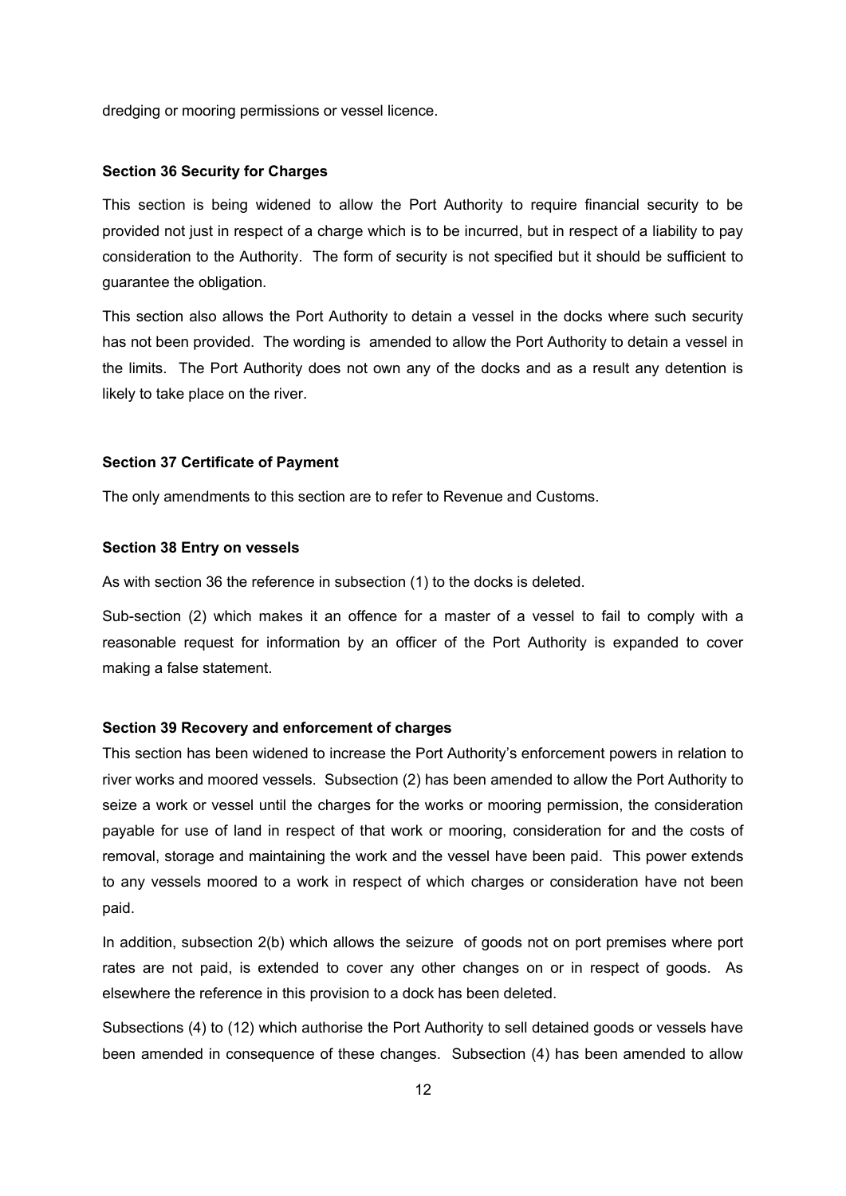dredging or mooring permissions or vessel licence.

**Section 36 Security for Charges**

This section is being widened to allow the Port Authority to require financial security to be provided not just in respect of a charge which is to be incurred, but in respect of a liability to pay consideration to the Authority. The form of security is not specified but it should be sufficient to guarantee the obligation.

This section also allows the Port Authority to detain a vessel in the docks where such security has not been provided. The wording is amended to allow the Port Authority to detain a vessel in the limits. The Port Authority does not own any of the docks and as a result any detention is likely to take place on the river.

**Section 37 Certificate of Payment**

The only amendments to this section are to refer to Revenue and Customs.

**Section 38 Entry on vessels**

As with section 36 the reference in subsection (1) to the docks is deleted.

Sub-section (2) which makes it an offence for a master of a vessel to fail to comply with a reasonable request for information by an officer of the Port Authority is expanded to cover making a false statement.

**Section 39 Recovery and enforcement of charges**

This section has been widened to increase the Port Authority's enforcement powers in relation to river works and moored vessels. Subsection (2) has been amended to allow the Port Authority to seize a work or vessel until the charges for the works or mooring permission, the consideration payable for use of land in respect of that work or mooring, consideration for and the costs of removal, storage and maintaining the work and the vessel have been paid. This power extends to any vessels moored to a work in respect of which charges or consideration have not been paid.

In addition, subsection 2(b) which allows the seizure of goods not on port premises where port rates are not paid, is extended to cover any other changes on or in respect of goods. As elsewhere the reference in this provision to a dock has been deleted.

Subsections (4) to (12) which authorise the Port Authority to sell detained goods or vessels have been amended in consequence of these changes. Subsection (4) has been amended to allow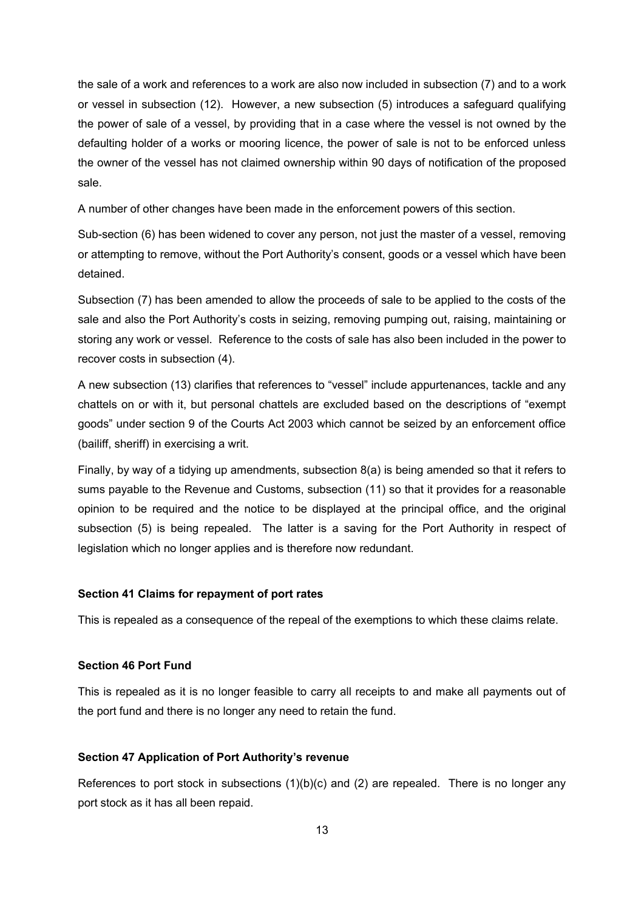the sale of a work and references to a work are also now included in subsection (7) and to a work or vessel in subsection (12). However, a new subsection (5) introduces a safeguard qualifying the power of sale of a vessel, by providing that in a case where the vessel is not owned by the defaulting holder of a works or mooring licence, the power of sale is not to be enforced unless the owner of the vessel has not claimed ownership within 90 days of notification of the proposed sale.

A number of other changes have been made in the enforcement powers of this section.

Sub-section (6) has been widened to cover any person, not just the master of a vessel, removing or attempting to remove, without the Port Authority's consent, goods or a vessel which have been detained.

Subsection (7) has been amended to allow the proceeds of sale to be applied to the costs of the sale and also the Port Authority's costs in seizing, removing pumping out, raising, maintaining or storing any work or vessel. Reference to the costs of sale has also been included in the power to recover costs in subsection (4).

A new subsection (13) clarifies that references to "vessel" include appurtenances, tackle and any chattels on or with it, but personal chattels are excluded based on the descriptions of "exempt goods" under section 9 of the Courts Act 2003 which cannot be seized by an enforcement office (bailiff, sheriff) in exercising a writ.

Finally, by way of a tidying up amendments, subsection 8(a) is being amended so that it refers to sums payable to the Revenue and Customs, subsection (11) so that it provides for a reasonable opinion to be required and the notice to be displayed at the principal office, and the original subsection (5) is being repealed. The latter is a saving for the Port Authority in respect of legislation which no longer applies and is therefore now redundant.

**Section 41 Claims for repayment of port rates**

This is repealed as a consequence of the repeal of the exemptions to which these claims relate.

**Section 46 Port Fund**

This is repealed as it is no longer feasible to carry all receipts to and make all payments out of the port fund and there is no longer any need to retain the fund.

**Section 47 Application of Port Authority's revenue**

References to port stock in subsections (1)(b)(c) and (2) are repealed. There is no longer any port stock as it has all been repaid.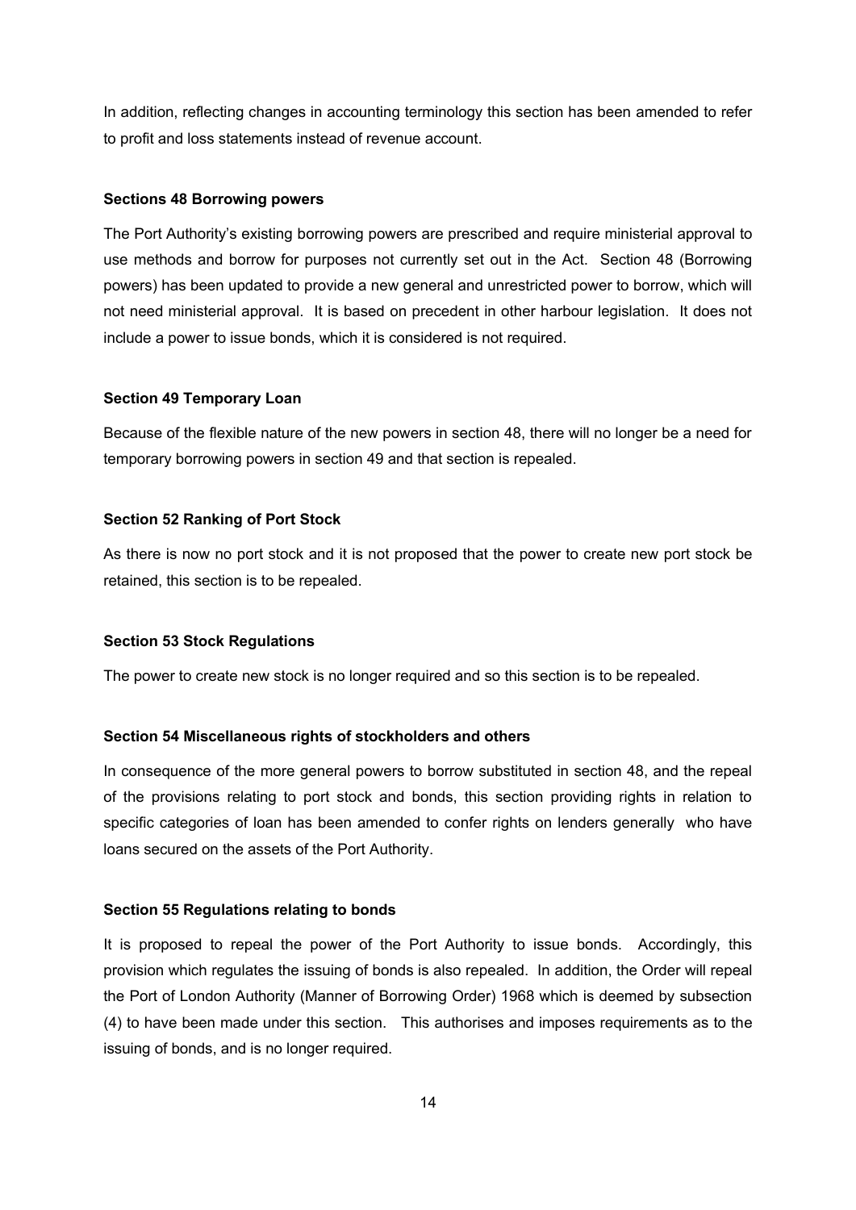In addition, reflecting changes in accounting terminology this section has been amended to refer to profit and loss statements instead of revenue account.

**Sections 48 Borrowing powers**

The Port Authority's existing borrowing powers are prescribed and require ministerial approval to use methods and borrow for purposes not currently set out in the Act. Section 48 (Borrowing powers) has been updated to provide a new general and unrestricted power to borrow, which will not need ministerial approval. It is based on precedent in other harbour legislation. It does not include a power to issue bonds, which it is considered is not required.

**Section 49 Temporary Loan**

Because of the flexible nature of the new powers in section 48, there will no longer be a need for temporary borrowing powers in section 49 and that section is repealed.

**Section 52 Ranking of Port Stock**

As there is now no port stock and it is not proposed that the power to create new port stock be retained, this section is to be repealed.

**Section 53 Stock Regulations**

The power to create new stock is no longer required and so this section is to be repealed.

**Section 54 Miscellaneous rights of stockholders and others**

In consequence of the more general powers to borrow substituted in section 48, and the repeal of the provisions relating to port stock and bonds, this section providing rights in relation to specific categories of loan has been amended to confer rights on lenders generally who have loans secured on the assets of the Port Authority.

**Section 55 Regulations relating to bonds**

It is proposed to repeal the power of the Port Authority to issue bonds. Accordingly, this provision which regulates the issuing of bonds is also repealed. In addition, the Order will repeal the Port of London Authority (Manner of Borrowing Order) 1968 which is deemed by subsection (4) to have been made under this section. This authorises and imposes requirements as to the issuing of bonds, and is no longer required.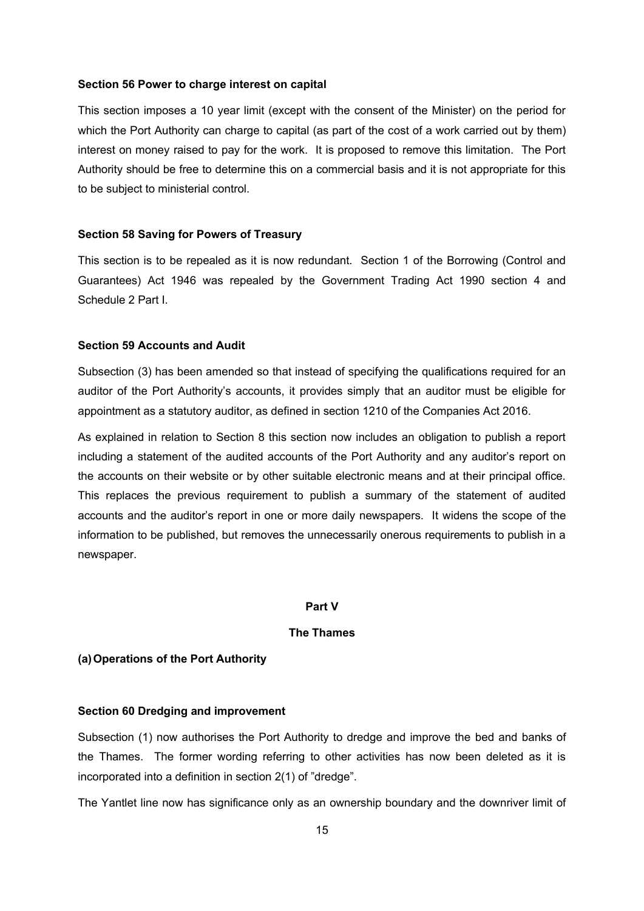**Section 56 Power to charge interest on capital**

This section imposes a 10 year limit (except with the consent of the Minister) on the period for which the Port Authority can charge to capital (as part of the cost of a work carried out by them) interest on money raised to pay for the work. It is proposed to remove this limitation. The Port Authority should be free to determine this on a commercial basis and it is not appropriate for this to be subject to ministerial control.

**Section 58 Saving for Powers of Treasury**

This section is to be repealed as it is now redundant. Section 1 of the Borrowing (Control and Guarantees) Act 1946 was repealed by the Government Trading Act 1990 section 4 and Schedule 2 Part I.

**Section 59 Accounts and Audit**

Subsection (3) has been amended so that instead of specifying the qualifications required for an auditor of the Port Authority's accounts, it provides simply that an auditor must be eligible for appointment as a statutory auditor, as defined in section 1210 of the Companies Act 2016.

As explained in relation to Section 8 this section now includes an obligation to publish a report including a statement of the audited accounts of the Port Authority and any auditor's report on the accounts on their website or by other suitable electronic means and at their principal office. This replaces the previous requirement to publish a summary of the statement of audited accounts and the auditor's report in one or more daily newspapers. It widens the scope of the information to be published, but removes the unnecessarily onerous requirements to publish in a newspaper.

## Part V

## The Thames

**(a) Operations of the Port Authority**

**Section 60 Dredging and improvement**

Subsection (1) now authorises the Port Authority to dredge and improve the bed and banks of the Thames. The former wording referring to other activities has now been deleted as it is incorporated into a definition in section 2(1) of "dredge".

The Yantlet line now has significance only as an ownership boundary and the downriver limit of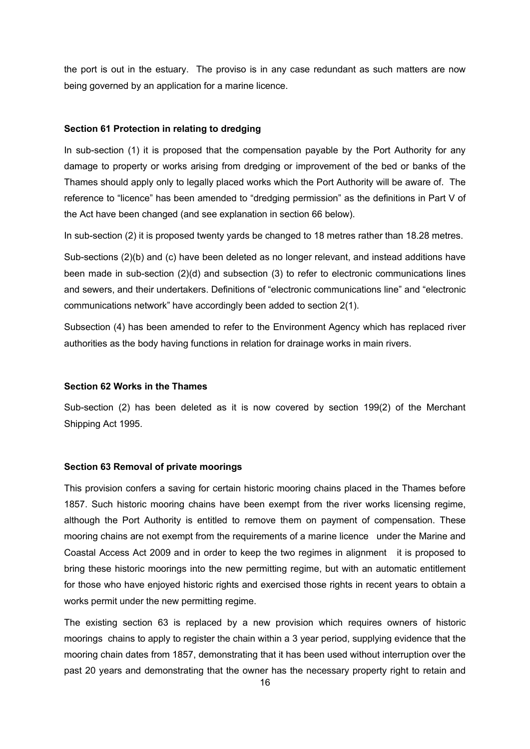the port is out in the estuary. The proviso is in any case redundant as such matters are now being governed by an application for a marine licence.

**Section 61 Protection in relating to dredging**

In sub-section (1) it is proposed that the compensation payable by the Port Authority for any damage to property or works arising from dredging or improvement of the bed or banks of the Thames should apply only to legally placed works which the Port Authority will be aware of. The reference to "licence" has been amended to "dredging permission" as the definitions in Part V of the Act have been changed (and see explanation in section 66 below).

In sub-section (2) it is proposed twenty yards be changed to 18 metres rather than 18.28 metres.

Sub-sections (2)(b) and (c) have been deleted as no longer relevant, and instead additions have been made in sub-section (2)(d) and subsection (3) to refer to electronic communications lines and sewers, and their undertakers. Definitions of "electronic communications line" and "electronic communications network" have accordingly been added to section 2(1).

Subsection (4) has been amended to refer to the Environment Agency which has replaced river authorities as the body having functions in relation for drainage works in main rivers.

**Section 62 Works in the Thames**

Sub-section (2) has been deleted as it is now covered by section 199(2) of the Merchant Shipping Act 1995.

**Section 63 Removal of private moorings**

This provision confers a saving for certain historic mooring chains placed in the Thames before 1857. Such historic mooring chains have been exempt from the river works licensing regime, although the Port Authority is entitled to remove them on payment of compensation. These mooring chains are not exempt from the requirements of a marine licence under the Marine and Coastal Access Act 2009 and in order to keep the two regimes in alignment it is proposed to bring these historic moorings into the new permitting regime, but with an automatic entitlement for those who have enjoyed historic rights and exercised those rights in recent years to obtain a works permit under the new permitting regime.

The existing section 63 is replaced by a new provision which requires owners of historic moorings chains to apply to register the chain within a 3 year period, supplying evidence that the mooring chain dates from 1857, demonstrating that it has been used without interruption over the past 20 years and demonstrating that the owner has the necessary property right to retain and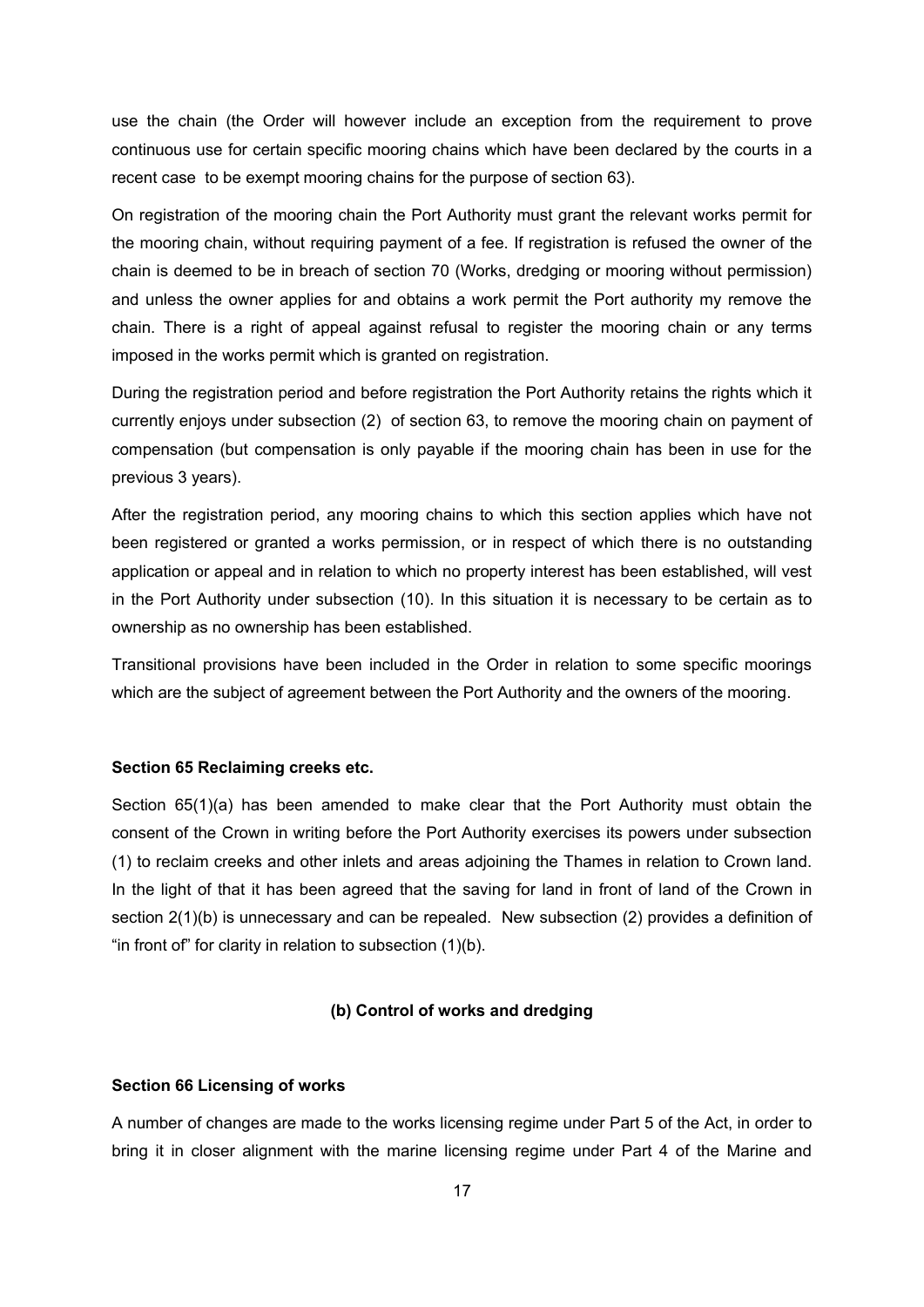use the chain (the Order will however include an exception from the requirement to prove continuous use for certain specific mooring chains which have been declared by the courts in a recent case  to be exempt mooring chains for the purpose of section 63).

On registration of the mooring chain the Port Authority must grant the relevant works permit for the mooring chain, without requiring payment of a fee. If registration is refused the owner of the chain is deemed to be in breach of section 70 (Works, dredging or mooring without permission) and unless the owner applies for and obtains a work permit the Port authority my remove the chain. There is a right of appeal against refusal to register the mooring chain or any terms imposed in the works permit which is granted on registration.

During the registration period and before registration the Port Authority retains the rights which it currently enjoys under subsection (2)  of section 63, to remove the mooring chain on payment of compensation (but compensation is only payable if the mooring chain has been in use for the previous 3 years).

After the registration period, any mooring chains to which this section applies which have not been registered or granted a works permission, or in respect of which there is no outstanding application or appeal and in relation to which no property interest has been established, will vest in the Port Authority under subsection (10). In this situation it is necessary to be certain as to ownership as no ownership has been established.

Transitional provisions have been included in the Order in relation to some specific moorings which are the subject of agreement between the Port Authority and the owners of the mooring.

**Section 65 Reclaiming creeks etc.**

Section 65(1)(a) has been amended to make clear that the Port Authority must obtain the consent of the Crown in writing before the Port Authority exercises its powers under subsection (1) to reclaim creeks and other inlets and areas adjoining the Thames in relation to Crown land. In the light of that it has been agreed that the saving for land in front of land of the Crown in section 2(1)(b) is unnecessary and can be repealed.  New subsection (2) provides a definition of "in front of" for clarity in relation to subsection (1)(b).

## (b) Control of works and dredging

**Section 66 Licensing of works**

A number of changes are made to the works licensing regime under Part 5 of the Act, in order to bring it in closer alignment with the marine licensing regime under Part 4 of the Marine and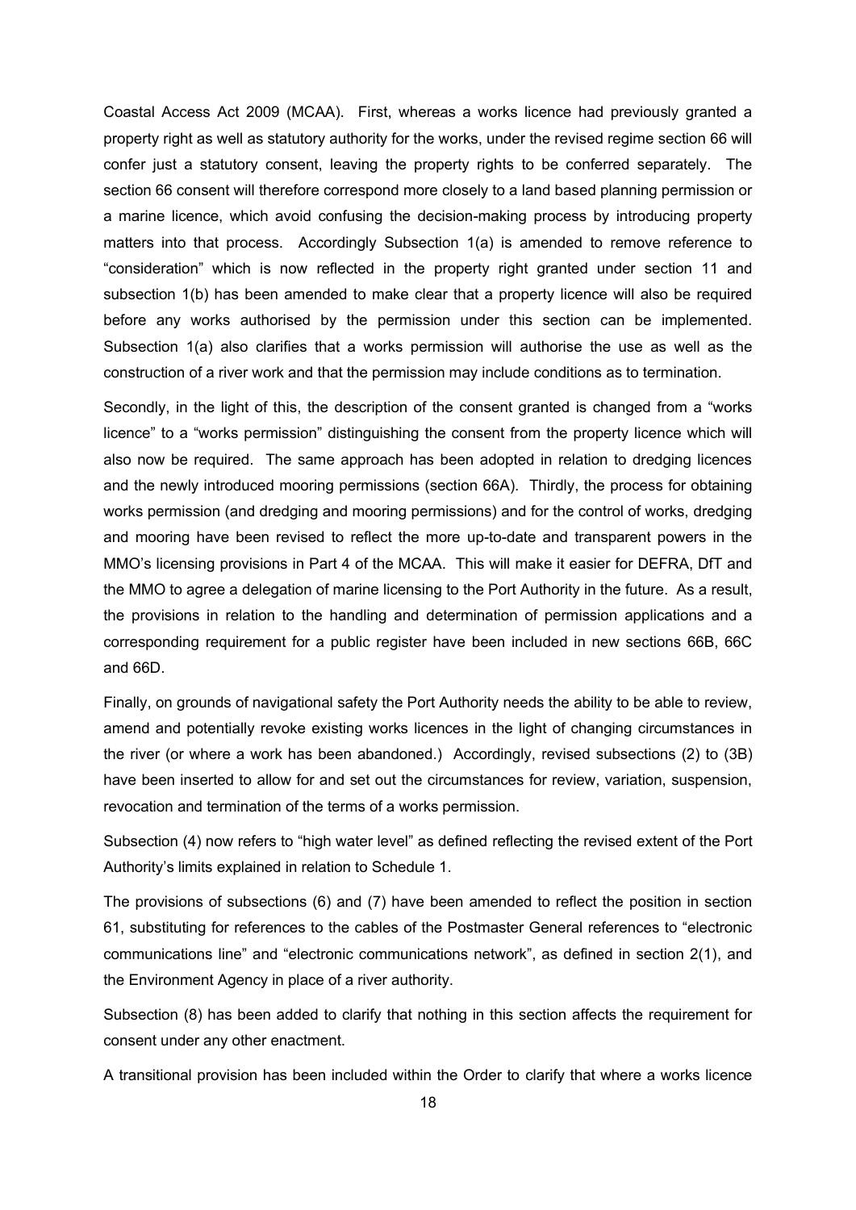Coastal Access Act 2009 (MCAA). First, whereas a works licence had previously granted a property right as well as statutory authority for the works, under the revised regime section 66 will confer just a statutory consent, leaving the property rights to be conferred separately. The section 66 consent will therefore correspond more closely to a land based planning permission or a marine licence, which avoid confusing the decision-making process by introducing property matters into that process. Accordingly Subsection 1(a) is amended to remove reference to "consideration" which is now reflected in the property right granted under section 11 and subsection 1(b) has been amended to make clear that a property licence will also be required before any works authorised by the permission under this section can be implemented. Subsection 1(a) also clarifies that a works permission will authorise the use as well as the construction of a river work and that the permission may include conditions as to termination.

Secondly, in the light of this, the description of the consent granted is changed from a "works licence" to a "works permission" distinguishing the consent from the property licence which will also now be required. The same approach has been adopted in relation to dredging licences and the newly introduced mooring permissions (section 66A). Thirdly, the process for obtaining works permission (and dredging and mooring permissions) and for the control of works, dredging and mooring have been revised to reflect the more up-to-date and transparent powers in the MMO's licensing provisions in Part 4 of the MCAA. This will make it easier for DEFRA, DfT and the MMO to agree a delegation of marine licensing to the Port Authority in the future. As a result, the provisions in relation to the handling and determination of permission applications and a corresponding requirement for a public register have been included in new sections 66B, 66C and 66D.

Finally, on grounds of navigational safety the Port Authority needs the ability to be able to review, amend and potentially revoke existing works licences in the light of changing circumstances in the river (or where a work has been abandoned.) Accordingly, revised subsections (2) to (3B) have been inserted to allow for and set out the circumstances for review, variation, suspension, revocation and termination of the terms of a works permission.

Subsection (4) now refers to "high water level" as defined reflecting the revised extent of the Port Authority's limits explained in relation to Schedule 1.

The provisions of subsections (6) and (7) have been amended to reflect the position in section 61, substituting for references to the cables of the Postmaster General references to "electronic communications line" and "electronic communications network", as defined in section 2(1), and the Environment Agency in place of a river authority.

Subsection (8) has been added to clarify that nothing in this section affects the requirement for consent under any other enactment.

A transitional provision has been included within the Order to clarify that where a works licence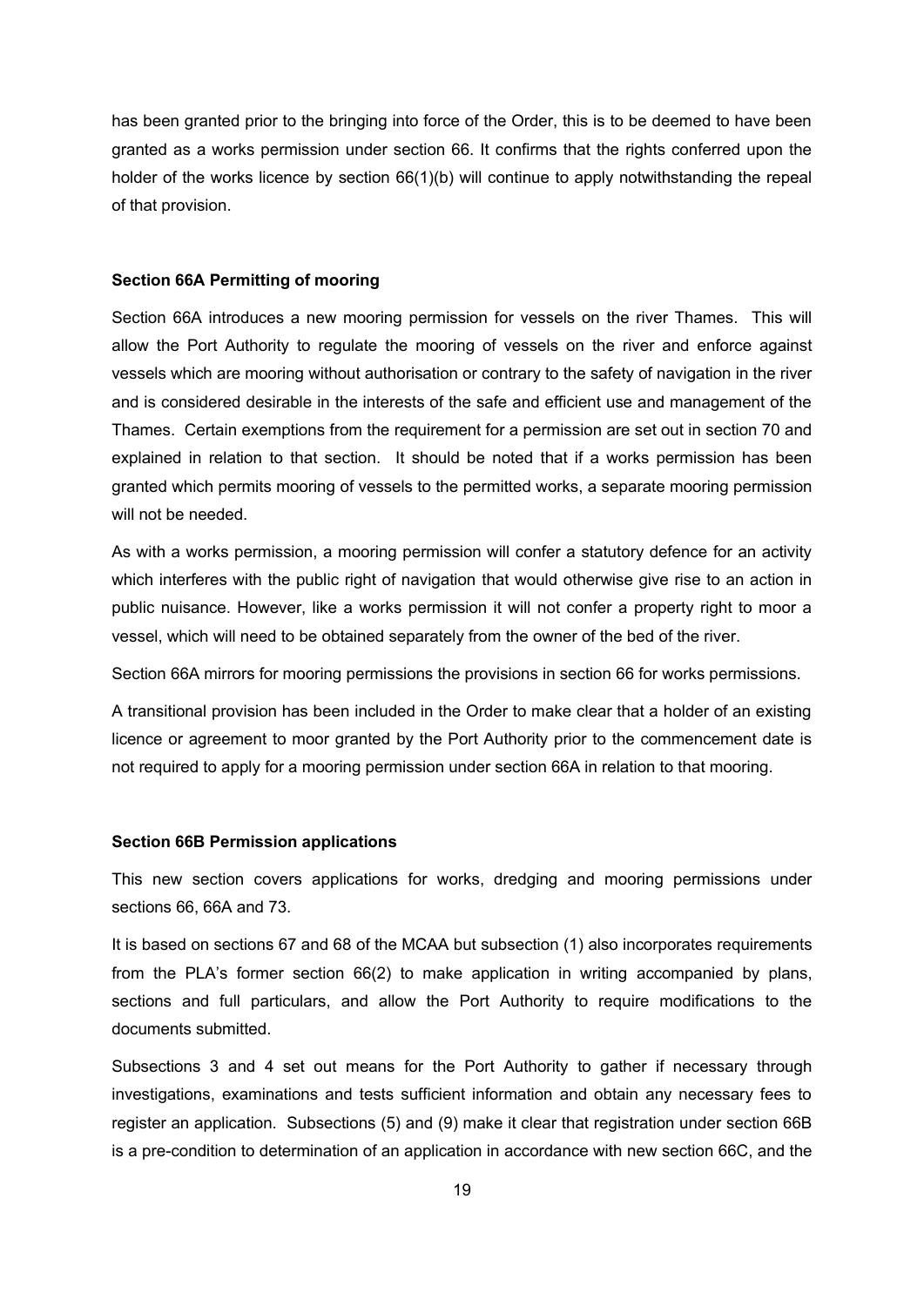has been granted prior to the bringing into force of the Order, this is to be deemed to have been granted as a works permission under section 66. It confirms that the rights conferred upon the holder of the works licence by section 66(1)(b) will continue to apply notwithstanding the repeal of that provision.

**Section 66A Permitting of mooring**

Section 66A introduces a new mooring permission for vessels on the river Thames. This will allow the Port Authority to regulate the mooring of vessels on the river and enforce against vessels which are mooring without authorisation or contrary to the safety of navigation in the river and is considered desirable in the interests of the safe and efficient use and management of the Thames. Certain exemptions from the requirement for a permission are set out in section 70 and explained in relation to that section. It should be noted that if a works permission has been granted which permits mooring of vessels to the permitted works, a separate mooring permission will not be needed.

As with a works permission, a mooring permission will confer a statutory defence for an activity which interferes with the public right of navigation that would otherwise give rise to an action in public nuisance. However, like a works permission it will not confer a property right to moor a vessel, which will need to be obtained separately from the owner of the bed of the river.

Section 66A mirrors for mooring permissions the provisions in section 66 for works permissions.

A transitional provision has been included in the Order to make clear that a holder of an existing licence or agreement to moor granted by the Port Authority prior to the commencement date is not required to apply for a mooring permission under section 66A in relation to that mooring.

**Section 66B Permission applications**

This new section covers applications for works, dredging and mooring permissions under sections 66, 66A and 73.

It is based on sections 67 and 68 of the MCAA but subsection (1) also incorporates requirements from the PLA's former section 66(2) to make application in writing accompanied by plans, sections and full particulars, and allow the Port Authority to require modifications to the documents submitted.

Subsections 3 and 4 set out means for the Port Authority to gather if necessary through investigations, examinations and tests sufficient information and obtain any necessary fees to register an application. Subsections (5) and (9) make it clear that registration under section 66B is a pre-condition to determination of an application in accordance with new section 66C, and the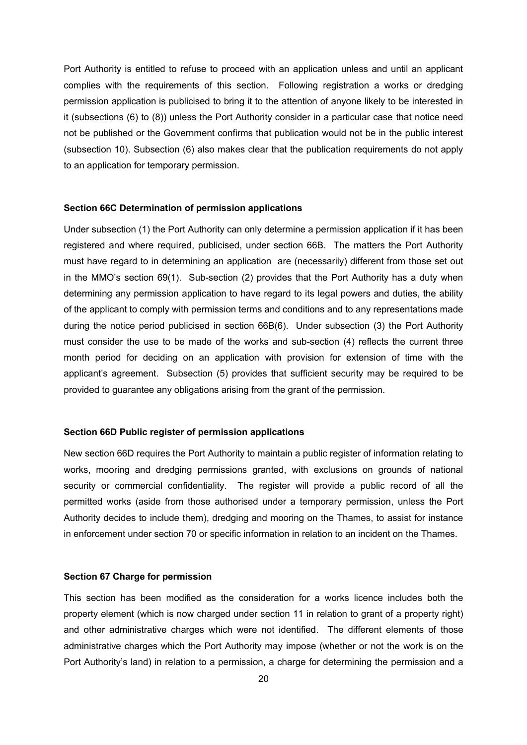Port Authority is entitled to refuse to proceed with an application unless and until an applicant complies with the requirements of this section. Following registration a works or dredging permission application is publicised to bring it to the attention of anyone likely to be interested in it (subsections (6) to (8)) unless the Port Authority consider in a particular case that notice need not be published or the Government confirms that publication would not be in the public interest (subsection 10). Subsection (6) also makes clear that the publication requirements do not apply to an application for temporary permission.

**Section 66C Determination of permission applications**

Under subsection (1) the Port Authority can only determine a permission application if it has been registered and where required, publicised, under section 66B. The matters the Port Authority must have regard to in determining an application are (necessarily) different from those set out in the MMO's section 69(1). Sub-section (2) provides that the Port Authority has a duty when determining any permission application to have regard to its legal powers and duties, the ability of the applicant to comply with permission terms and conditions and to any representations made during the notice period publicised in section 66B(6). Under subsection (3) the Port Authority must consider the use to be made of the works and sub-section (4) reflects the current three month period for deciding on an application with provision for extension of time with the applicant's agreement. Subsection (5) provides that sufficient security may be required to be provided to guarantee any obligations arising from the grant of the permission.

**Section 66D Public register of permission applications**

New section 66D requires the Port Authority to maintain a public register of information relating to works, mooring and dredging permissions granted, with exclusions on grounds of national security or commercial confidentiality. The register will provide a public record of all the permitted works (aside from those authorised under a temporary permission, unless the Port Authority decides to include them), dredging and mooring on the Thames, to assist for instance in enforcement under section 70 or specific information in relation to an incident on the Thames.

**Section 67 Charge for permission**

This section has been modified as the consideration for a works licence includes both the property element (which is now charged under section 11 in relation to grant of a property right) and other administrative charges which were not identified. The different elements of those administrative charges which the Port Authority may impose (whether or not the work is on the Port Authority's land) in relation to a permission, a charge for determining the permission and a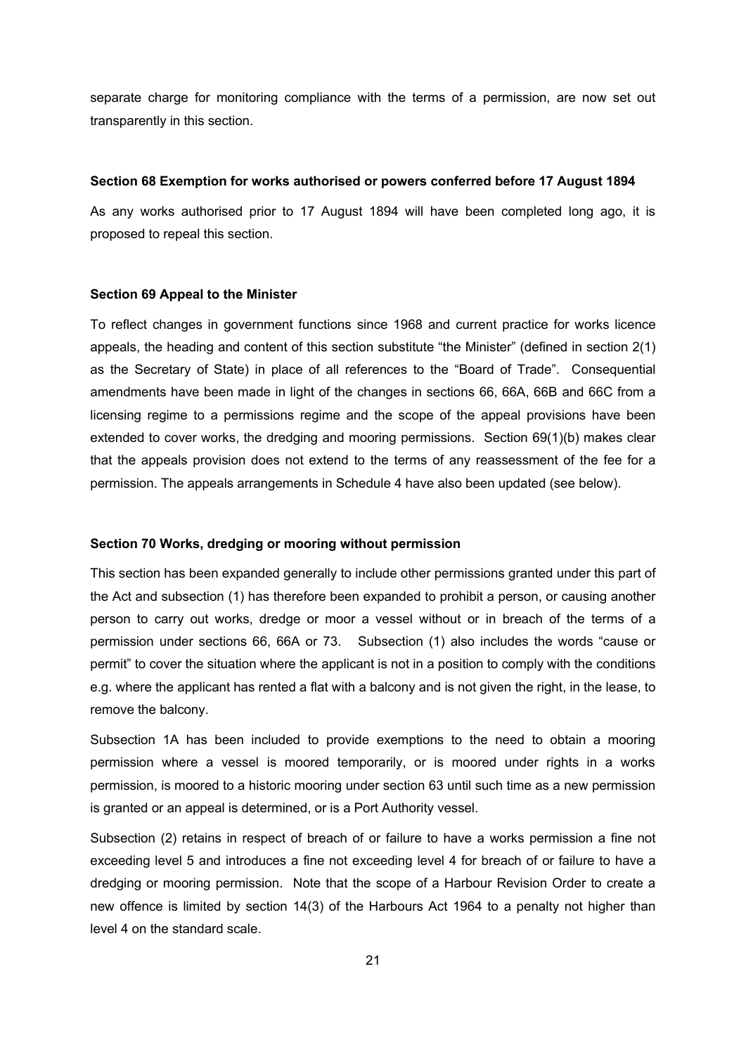separate charge for monitoring compliance with the terms of a permission, are now set out transparently in this section.

**Section 68 Exemption for works authorised or powers conferred before 17 August 1894**

As any works authorised prior to 17 August 1894 will have been completed long ago, it is proposed to repeal this section.

**Section 69 Appeal to the Minister**

To reflect changes in government functions since 1968 and current practice for works licence appeals, the heading and content of this section substitute "the Minister" (defined in section 2(1) as the Secretary of State) in place of all references to the "Board of Trade". Consequential amendments have been made in light of the changes in sections 66, 66A, 66B and 66C from a licensing regime to a permissions regime and the scope of the appeal provisions have been extended to cover works, the dredging and mooring permissions. Section 69(1)(b) makes clear that the appeals provision does not extend to the terms of any reassessment of the fee for a permission. The appeals arrangements in Schedule 4 have also been updated (see below).

**Section 70 Works, dredging or mooring without permission**

This section has been expanded generally to include other permissions granted under this part of the Act and subsection (1) has therefore been expanded to prohibit a person, or causing another person to carry out works, dredge or moor a vessel without or in breach of the terms of a permission under sections 66, 66A or 73. Subsection (1) also includes the words "cause or permit" to cover the situation where the applicant is not in a position to comply with the conditions e.g. where the applicant has rented a flat with a balcony and is not given the right, in the lease, to remove the balcony.

Subsection 1A has been included to provide exemptions to the need to obtain a mooring permission where a vessel is moored temporarily, or is moored under rights in a works permission, is moored to a historic mooring under section 63 until such time as a new permission is granted or an appeal is determined, or is a Port Authority vessel.

Subsection (2) retains in respect of breach of or failure to have a works permission a fine not exceeding level 5 and introduces a fine not exceeding level 4 for breach of or failure to have a dredging or mooring permission. Note that the scope of a Harbour Revision Order to create a new offence is limited by section 14(3) of the Harbours Act 1964 to a penalty not higher than level 4 on the standard scale.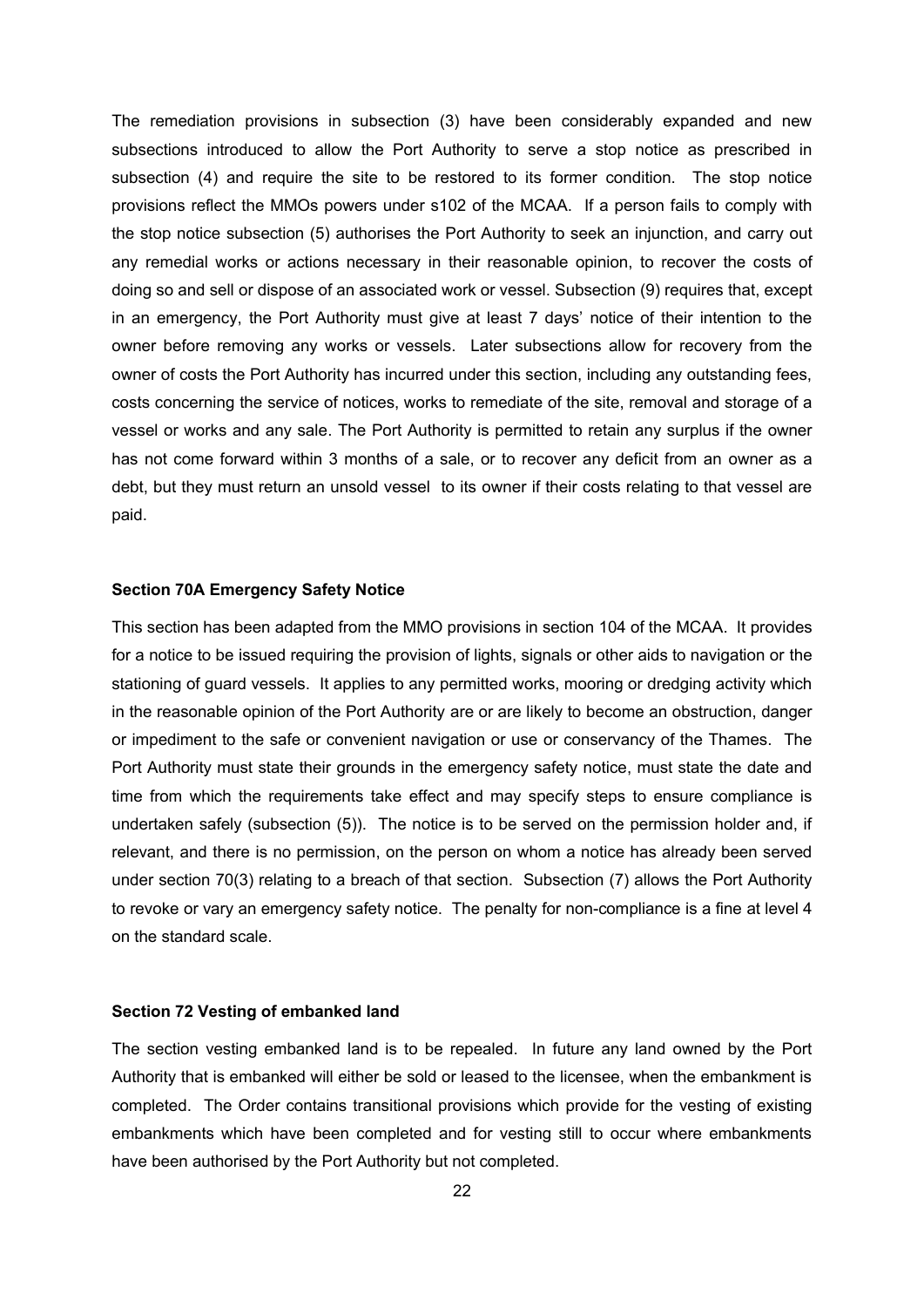The remediation provisions in subsection (3) have been considerably expanded and new subsections introduced to allow the Port Authority to serve a stop notice as prescribed in subsection (4) and require the site to be restored to its former condition. The stop notice provisions reflect the MMOs powers under s102 of the MCAA. If a person fails to comply with the stop notice subsection (5) authorises the Port Authority to seek an injunction, and carry out any remedial works or actions necessary in their reasonable opinion, to recover the costs of doing so and sell or dispose of an associated work or vessel. Subsection (9) requires that, except in an emergency, the Port Authority must give at least 7 days' notice of their intention to the owner before removing any works or vessels. Later subsections allow for recovery from the owner of costs the Port Authority has incurred under this section, including any outstanding fees, costs concerning the service of notices, works to remediate of the site, removal and storage of a vessel or works and any sale. The Port Authority is permitted to retain any surplus if the owner has not come forward within 3 months of a sale, or to recover any deficit from an owner as a debt, but they must return an unsold vessel to its owner if their costs relating to that vessel are paid.

**Section 70A Emergency Safety Notice**

This section has been adapted from the MMO provisions in section 104 of the MCAA. It provides for a notice to be issued requiring the provision of lights, signals or other aids to navigation or the stationing of guard vessels. It applies to any permitted works, mooring or dredging activity which in the reasonable opinion of the Port Authority are or are likely to become an obstruction, danger or impediment to the safe or convenient navigation or use or conservancy of the Thames. The Port Authority must state their grounds in the emergency safety notice, must state the date and time from which the requirements take effect and may specify steps to ensure compliance is undertaken safely (subsection (5)). The notice is to be served on the permission holder and, if relevant, and there is no permission, on the person on whom a notice has already been served under section 70(3) relating to a breach of that section. Subsection (7) allows the Port Authority to revoke or vary an emergency safety notice. The penalty for non-compliance is a fine at level 4 on the standard scale.

**Section 72 Vesting of embanked land**

The section vesting embanked land is to be repealed. In future any land owned by the Port Authority that is embanked will either be sold or leased to the licensee, when the embankment is completed. The Order contains transitional provisions which provide for the vesting of existing embankments which have been completed and for vesting still to occur where embankments have been authorised by the Port Authority but not completed.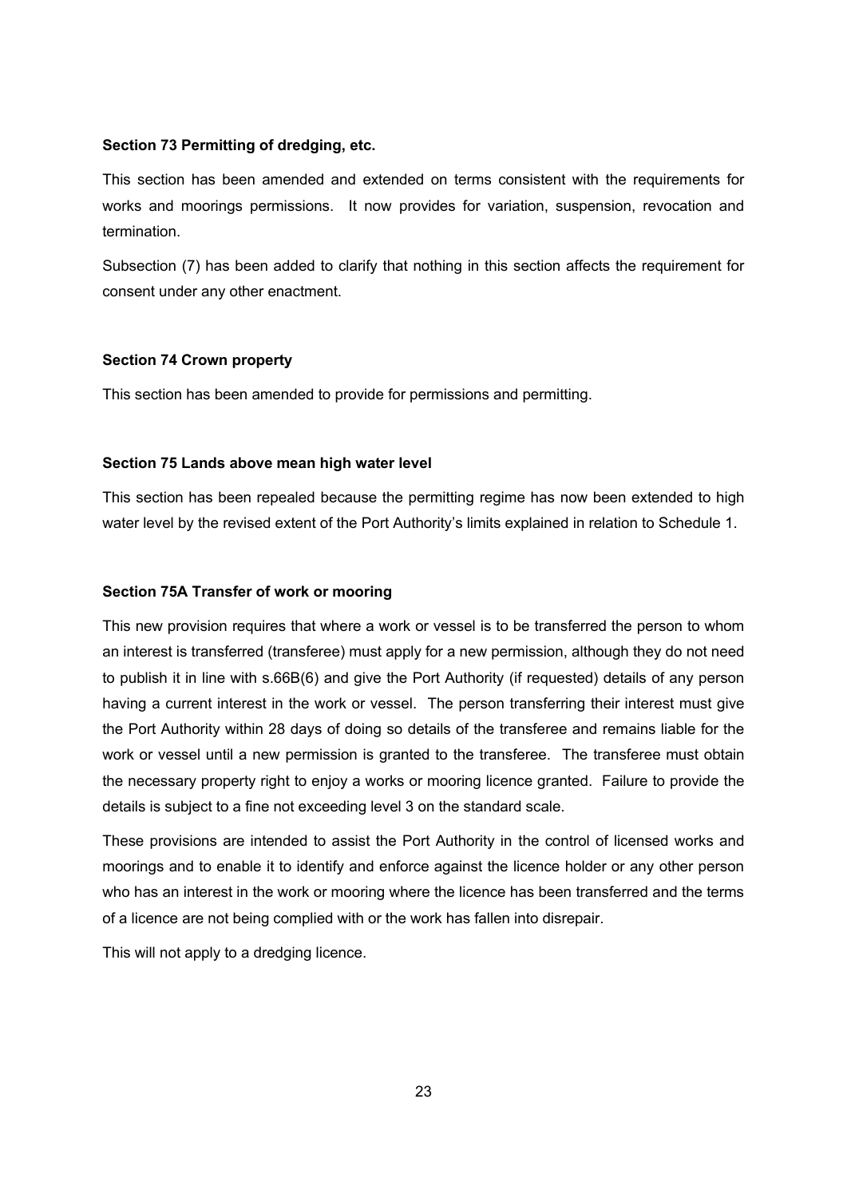**Section 73 Permitting of dredging, etc.**

This section has been amended and extended on terms consistent with the requirements for works and moorings permissions. It now provides for variation, suspension, revocation and termination.

Subsection (7) has been added to clarify that nothing in this section affects the requirement for consent under any other enactment.

**Section 74 Crown property**

This section has been amended to provide for permissions and permitting.

**Section 75 Lands above mean high water level**

This section has been repealed because the permitting regime has now been extended to high water level by the revised extent of the Port Authority's limits explained in relation to Schedule 1.

**Section 75A Transfer of work or mooring**

This new provision requires that where a work or vessel is to be transferred the person to whom an interest is transferred (transferee) must apply for a new permission, although they do not need to publish it in line with s.66B(6) and give the Port Authority (if requested) details of any person having a current interest in the work or vessel. The person transferring their interest must give the Port Authority within 28 days of doing so details of the transferee and remains liable for the work or vessel until a new permission is granted to the transferee. The transferee must obtain the necessary property right to enjoy a works or mooring licence granted. Failure to provide the details is subject to a fine not exceeding level 3 on the standard scale.

These provisions are intended to assist the Port Authority in the control of licensed works and moorings and to enable it to identify and enforce against the licence holder or any other person who has an interest in the work or mooring where the licence has been transferred and the terms of a licence are not being complied with or the work has fallen into disrepair.

This will not apply to a dredging licence.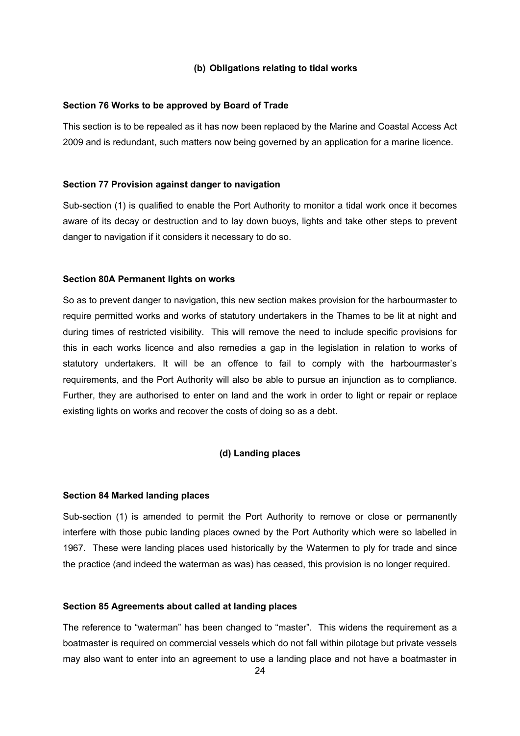### (b) Obligations relating to tidal works

**Section 76 Works to be approved by Board of Trade**

This section is to be repealed as it has now been replaced by the Marine and Coastal Access Act 2009 and is redundant, such matters now being governed by an application for a marine licence.

**Section 77 Provision against danger to navigation**

Sub-section (1) is qualified to enable the Port Authority to monitor a tidal work once it becomes aware of its decay or destruction and to lay down buoys, lights and take other steps to prevent danger to navigation if it considers it necessary to do so.

**Section 80A Permanent lights on works**

So as to prevent danger to navigation, this new section makes provision for the harbourmaster to require permitted works and works of statutory undertakers in the Thames to be lit at night and during times of restricted visibility. This will remove the need to include specific provisions for this in each works licence and also remedies a gap in the legislation in relation to works of statutory undertakers. It will be an offence to fail to comply with the harbourmaster's requirements, and the Port Authority will also be able to pursue an injunction as to compliance. Further, they are authorised to enter on land and the work in order to light or repair or replace existing lights on works and recover the costs of doing so as a debt.

### (d) Landing places

**Section 84 Marked landing places**

Sub-section (1) is amended to permit the Port Authority to remove or close or permanently interfere with those pubic landing places owned by the Port Authority which were so labelled in 1967. These were landing places used historically by the Watermen to ply for trade and since the practice (and indeed the waterman as was) has ceased, this provision is no longer required.

**Section 85 Agreements about called at landing places**

The reference to "waterman" has been changed to "master". This widens the requirement as a boatmaster is required on commercial vessels which do not fall within pilotage but private vessels may also want to enter into an agreement to use a landing place and not have a boatmaster in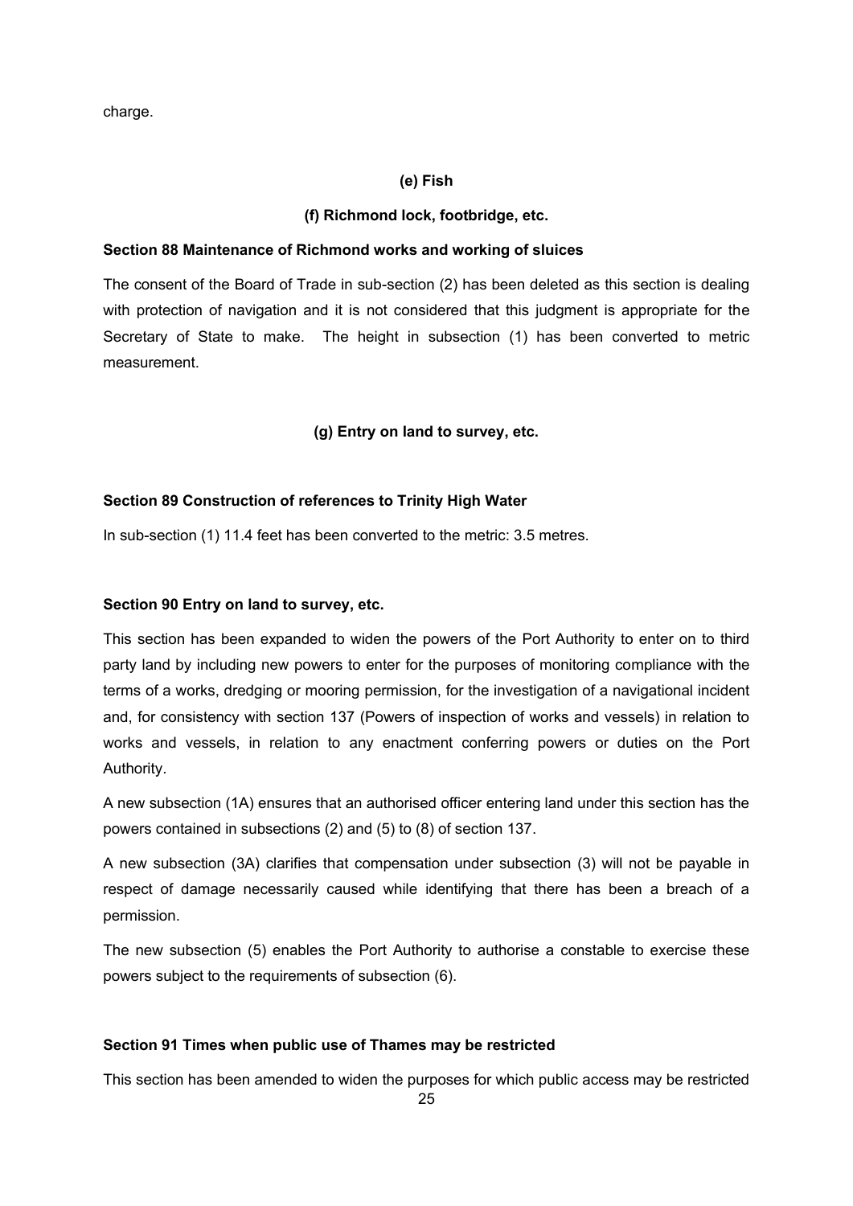charge.

**(e) Fish**

**(f) Richmond lock, footbridge, etc.**

**Section 88 Maintenance of Richmond works and working of sluices**

The consent of the Board of Trade in sub-section (2) has been deleted as this section is dealing with protection of navigation and it is not considered that this judgment is appropriate for the Secretary of State to make. The height in subsection (1) has been converted to metric measurement.

**(g) Entry on land to survey, etc.**

**Section 89 Construction of references to Trinity High Water**

In sub-section (1) 11.4 feet has been converted to the metric: 3.5 metres.

**Section 90 Entry on land to survey, etc.**

This section has been expanded to widen the powers of the Port Authority to enter on to third party land by including new powers to enter for the purposes of monitoring compliance with the terms of a works, dredging or mooring permission, for the investigation of a navigational incident and, for consistency with section 137 (Powers of inspection of works and vessels) in relation to works and vessels, in relation to any enactment conferring powers or duties on the Port Authority.

A new subsection (1A) ensures that an authorised officer entering land under this section has the powers contained in subsections (2) and (5) to (8) of section 137.

A new subsection (3A) clarifies that compensation under subsection (3) will not be payable in respect of damage necessarily caused while identifying that there has been a breach of a permission.

The new subsection (5) enables the Port Authority to authorise a constable to exercise these powers subject to the requirements of subsection (6).

**Section 91 Times when public use of Thames may be restricted**

This section has been amended to widen the purposes for which public access may be restricted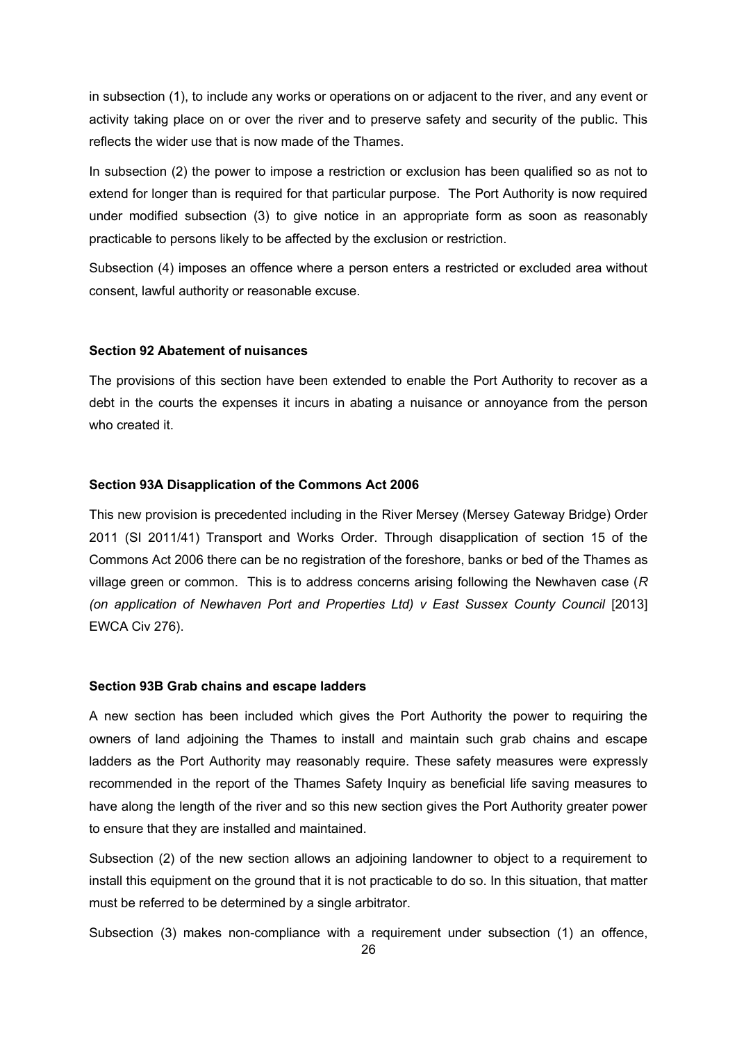in subsection (1), to include any works or operations on or adjacent to the river, and any event or activity taking place on or over the river and to preserve safety and security of the public. This reflects the wider use that is now made of the Thames.

In subsection (2) the power to impose a restriction or exclusion has been qualified so as not to extend for longer than is required for that particular purpose. The Port Authority is now required under modified subsection (3) to give notice in an appropriate form as soon as reasonably practicable to persons likely to be affected by the exclusion or restriction.

Subsection (4) imposes an offence where a person enters a restricted or excluded area without consent, lawful authority or reasonable excuse.

**Section 92 Abatement of nuisances**

The provisions of this section have been extended to enable the Port Authority to recover as a debt in the courts the expenses it incurs in abating a nuisance or annoyance from the person who created it.

**Section 93A Disapplication of the Commons Act 2006**

This new provision is precedented including in the River Mersey (Mersey Gateway Bridge) Order 2011 (SI 2011/41) Transport and Works Order. Through disapplication of section 15 of the Commons Act 2006 there can be no registration of the foreshore, banks or bed of the Thames as village green or common. This is to address concerns arising following the Newhaven case (*R (on application of Newhaven Port and Properties Ltd) v East Sussex County Council* [2013] EWCA Civ 276).

**Section 93B Grab chains and escape ladders**

A new section has been included which gives the Port Authority the power to requiring the owners of land adjoining the Thames to install and maintain such grab chains and escape ladders as the Port Authority may reasonably require. These safety measures were expressly recommended in the report of the Thames Safety Inquiry as beneficial life saving measures to have along the length of the river and so this new section gives the Port Authority greater power to ensure that they are installed and maintained.

Subsection (2) of the new section allows an adjoining landowner to object to a requirement to install this equipment on the ground that it is not practicable to do so. In this situation, that matter must be referred to be determined by a single arbitrator.

Subsection (3) makes non-compliance with a requirement under subsection (1) an offence,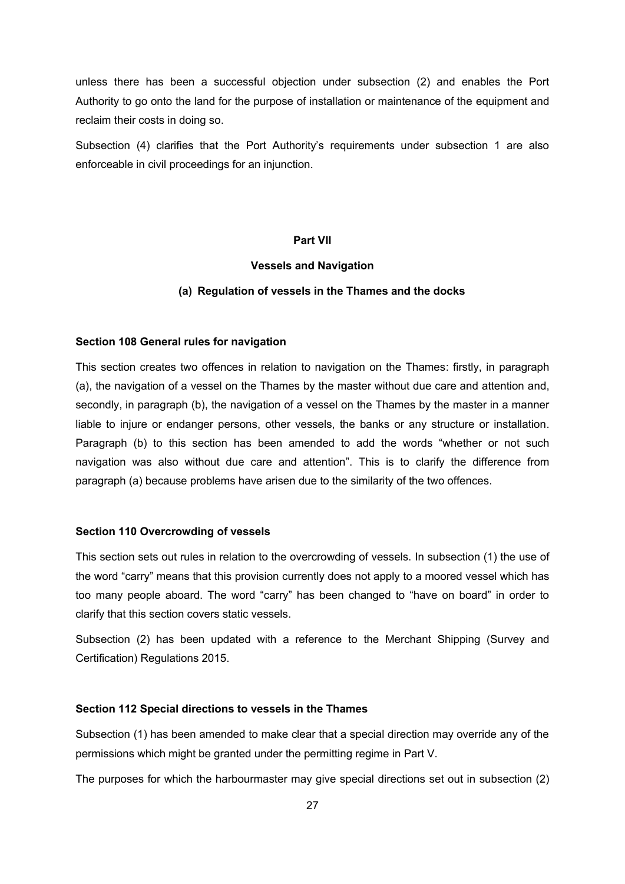unless there has been a successful objection under subsection (2) and enables the Port Authority to go onto the land for the purpose of installation or maintenance of the equipment and reclaim their costs in doing so.

Subsection (4) clarifies that the Port Authority's requirements under subsection 1 are also enforceable in civil proceedings for an injunction.

## Part VII

## Vessels and Navigation

### (a) Regulation of vessels in the Thames and the docks

#### Section 108 General rules for navigation

This section creates two offences in relation to navigation on the Thames: firstly, in paragraph (a), the navigation of a vessel on the Thames by the master without due care and attention and, secondly, in paragraph (b), the navigation of a vessel on the Thames by the master in a manner liable to injure or endanger persons, other vessels, the banks or any structure or installation. Paragraph (b) to this section has been amended to add the words "whether or not such navigation was also without due care and attention". This is to clarify the difference from paragraph (a) because problems have arisen due to the similarity of the two offences.

#### Section 110 Overcrowding of vessels

This section sets out rules in relation to the overcrowding of vessels. In subsection (1) the use of the word "carry" means that this provision currently does not apply to a moored vessel which has too many people aboard. The word "carry" has been changed to "have on board" in order to clarify that this section covers static vessels.

Subsection (2) has been updated with a reference to the Merchant Shipping (Survey and Certification) Regulations 2015.

#### Section 112 Special directions to vessels in the Thames

Subsection (1) has been amended to make clear that a special direction may override any of the permissions which might be granted under the permitting regime in Part V.

The purposes for which the harbourmaster may give special directions set out in subsection (2)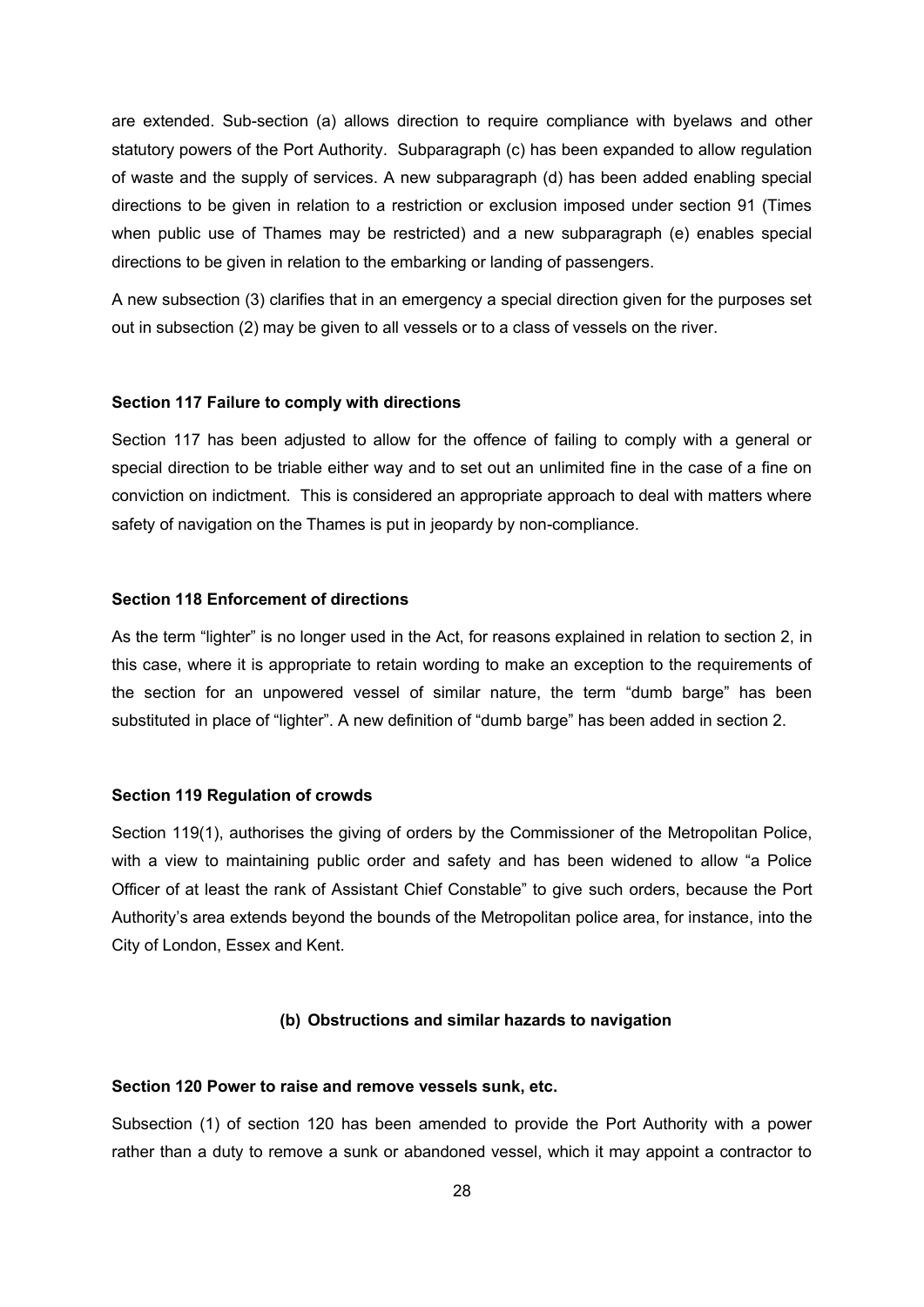are extended. Sub-section (a) allows direction to require compliance with byelaws and other statutory powers of the Port Authority. Subparagraph (c) has been expanded to allow regulation of waste and the supply of services. A new subparagraph (d) has been added enabling special directions to be given in relation to a restriction or exclusion imposed under section 91 (Times when public use of Thames may be restricted) and a new subparagraph (e) enables special directions to be given in relation to the embarking or landing of passengers.

A new subsection (3) clarifies that in an emergency a special direction given for the purposes set out in subsection (2) may be given to all vessels or to a class of vessels on the river.

**Section 117 Failure to comply with directions**

Section 117 has been adjusted to allow for the offence of failing to comply with a general or special direction to be triable either way and to set out an unlimited fine in the case of a fine on conviction on indictment. This is considered an appropriate approach to deal with matters where safety of navigation on the Thames is put in jeopardy by non-compliance.

**Section 118 Enforcement of directions**

As the term "lighter" is no longer used in the Act, for reasons explained in relation to section 2, in this case, where it is appropriate to retain wording to make an exception to the requirements of the section for an unpowered vessel of similar nature, the term "dumb barge" has been substituted in place of "lighter". A new definition of "dumb barge" has been added in section 2.

**Section 119 Regulation of crowds**

Section 119(1), authorises the giving of orders by the Commissioner of the Metropolitan Police, with a view to maintaining public order and safety and has been widened to allow "a Police Officer of at least the rank of Assistant Chief Constable" to give such orders, because the Port Authority's area extends beyond the bounds of the Metropolitan police area, for instance, into the City of London, Essex and Kent.

**(b) Obstructions and similar hazards to navigation**

**Section 120 Power to raise and remove vessels sunk, etc.**

Subsection (1) of section 120 has been amended to provide the Port Authority with a power rather than a duty to remove a sunk or abandoned vessel, which it may appoint a contractor to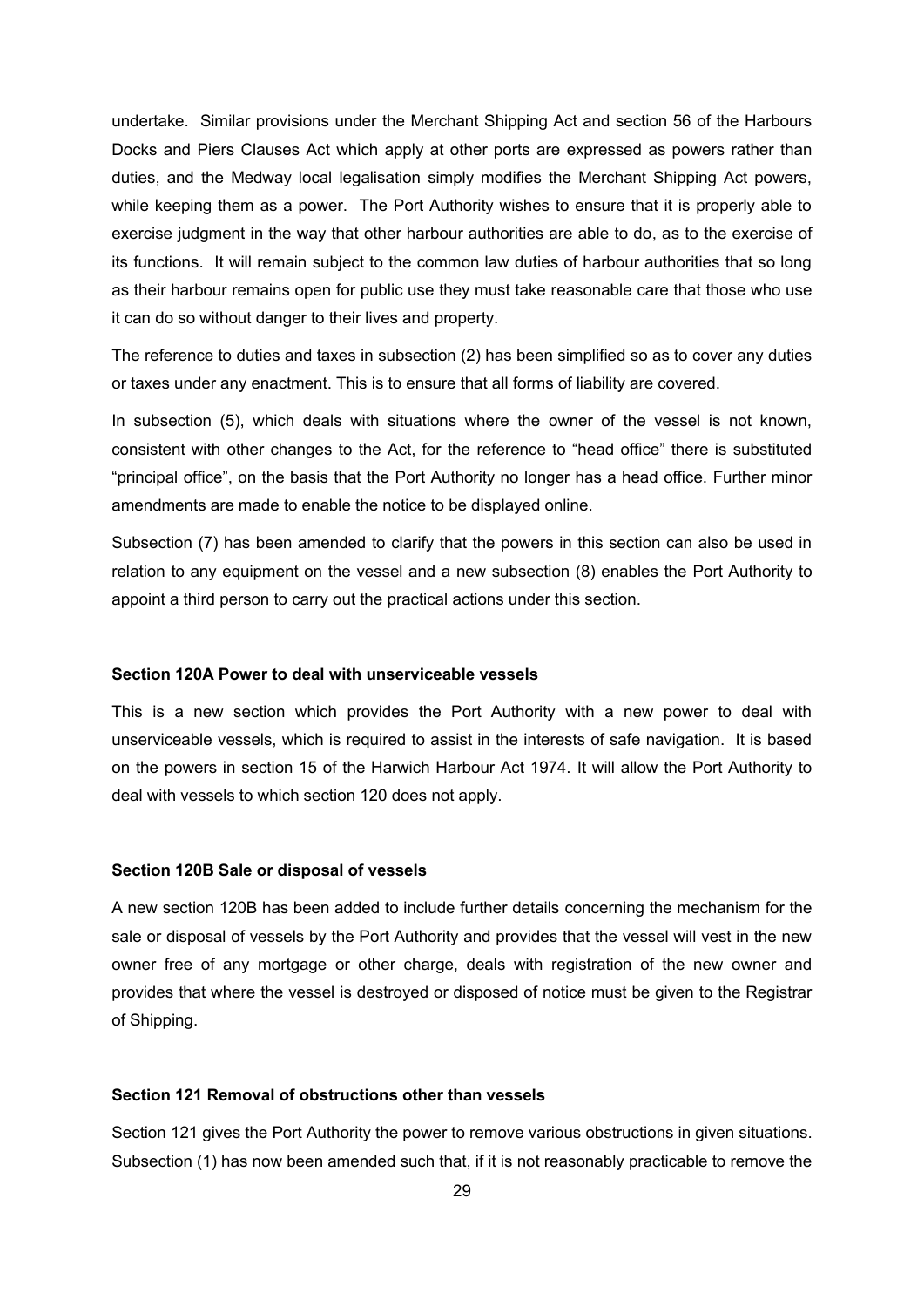undertake. Similar provisions under the Merchant Shipping Act and section 56 of the Harbours Docks and Piers Clauses Act which apply at other ports are expressed as powers rather than duties, and the Medway local legalisation simply modifies the Merchant Shipping Act powers, while keeping them as a power. The Port Authority wishes to ensure that it is properly able to exercise judgment in the way that other harbour authorities are able to do, as to the exercise of its functions. It will remain subject to the common law duties of harbour authorities that so long as their harbour remains open for public use they must take reasonable care that those who use it can do so without danger to their lives and property.

The reference to duties and taxes in subsection (2) has been simplified so as to cover any duties or taxes under any enactment. This is to ensure that all forms of liability are covered.

In subsection (5), which deals with situations where the owner of the vessel is not known, consistent with other changes to the Act, for the reference to "head office" there is substituted "principal office", on the basis that the Port Authority no longer has a head office. Further minor amendments are made to enable the notice to be displayed online.

Subsection (7) has been amended to clarify that the powers in this section can also be used in relation to any equipment on the vessel and a new subsection (8) enables the Port Authority to appoint a third person to carry out the practical actions under this section.

**Section 120A Power to deal with unserviceable vessels**

This is a new section which provides the Port Authority with a new power to deal with unserviceable vessels, which is required to assist in the interests of safe navigation. It is based on the powers in section 15 of the Harwich Harbour Act 1974. It will allow the Port Authority to deal with vessels to which section 120 does not apply.

**Section 120B Sale or disposal of vessels**

A new section 120B has been added to include further details concerning the mechanism for the sale or disposal of vessels by the Port Authority and provides that the vessel will vest in the new owner free of any mortgage or other charge, deals with registration of the new owner and provides that where the vessel is destroyed or disposed of notice must be given to the Registrar of Shipping.

**Section 121 Removal of obstructions other than vessels**

Section 121 gives the Port Authority the power to remove various obstructions in given situations. Subsection (1) has now been amended such that, if it is not reasonably practicable to remove the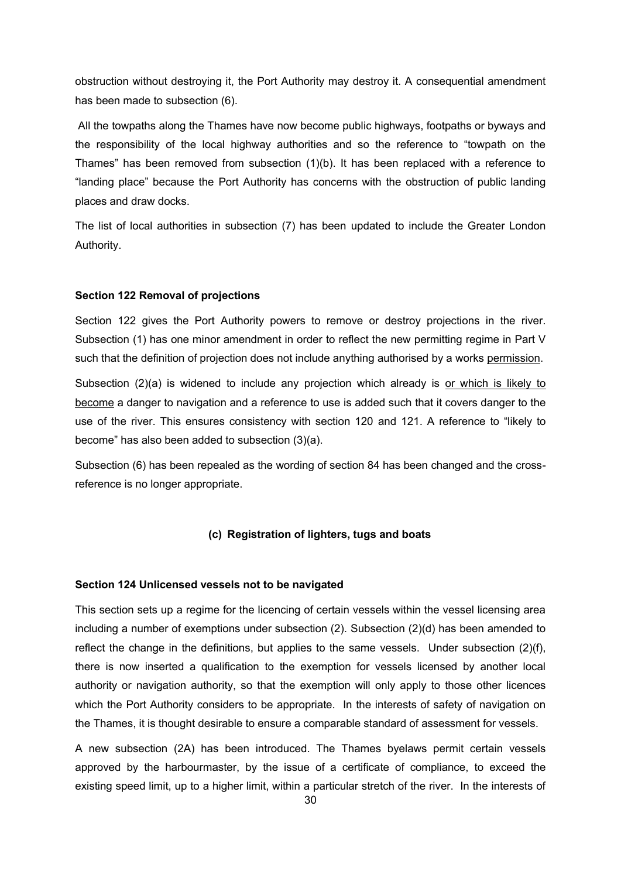obstruction without destroying it, the Port Authority may destroy it. A consequential amendment has been made to subsection (6).

All the towpaths along the Thames have now become public highways, footpaths or byways and the responsibility of the local highway authorities and so the reference to "towpath on the Thames" has been removed from subsection (1)(b). It has been replaced with a reference to "landing place" because the Port Authority has concerns with the obstruction of public landing places and draw docks.

The list of local authorities in subsection (7) has been updated to include the Greater London Authority.

**Section 122 Removal of projections**

Section 122 gives the Port Authority powers to remove or destroy projections in the river. Subsection (1) has one minor amendment in order to reflect the new permitting regime in Part V such that the definition of projection does not include anything authorised by a works <u>permission</u>.

Subsection (2)(a) is widened to include any projection which already is <u>or which is likely to become</u> a danger to navigation and a reference to use is added such that it covers danger to the use of the river. This ensures consistency with section 120 and 121. A reference to "likely to become" has also been added to subsection (3)(a).

Subsection (6) has been repealed as the wording of section 84 has been changed and the cross-reference is no longer appropriate.

**(c) Registration of lighters, tugs and boats**

**Section 124 Unlicensed vessels not to be navigated**

This section sets up a regime for the licencing of certain vessels within the vessel licensing area including a number of exemptions under subsection (2). Subsection (2)(d) has been amended to reflect the change in the definitions, but applies to the same vessels. Under subsection (2)(f), there is now inserted a qualification to the exemption for vessels licensed by another local authority or navigation authority, so that the exemption will only apply to those other licences which the Port Authority considers to be appropriate. In the interests of safety of navigation on the Thames, it is thought desirable to ensure a comparable standard of assessment for vessels.

A new subsection (2A) has been introduced. The Thames byelaws permit certain vessels approved by the harbourmaster, by the issue of a certificate of compliance, to exceed the existing speed limit, up to a higher limit, within a particular stretch of the river. In the interests of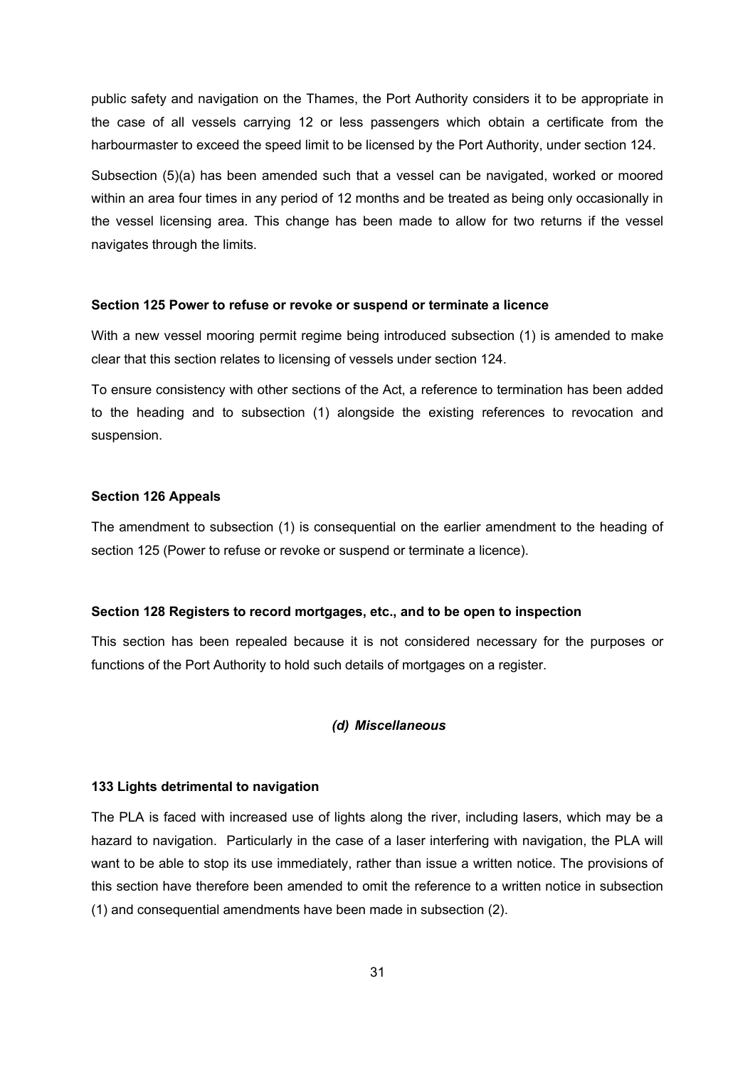public safety and navigation on the Thames, the Port Authority considers it to be appropriate in the case of all vessels carrying 12 or less passengers which obtain a certificate from the harbourmaster to exceed the speed limit to be licensed by the Port Authority, under section 124.

Subsection (5)(a) has been amended such that a vessel can be navigated, worked or moored within an area four times in any period of 12 months and be treated as being only occasionally in the vessel licensing area. This change has been made to allow for two returns if the vessel navigates through the limits.

**Section 125 Power to refuse or revoke or suspend or terminate a licence**

With a new vessel mooring permit regime being introduced subsection (1) is amended to make clear that this section relates to licensing of vessels under section 124.

To ensure consistency with other sections of the Act, a reference to termination has been added to the heading and to subsection (1) alongside the existing references to revocation and suspension.

**Section 126 Appeals**

The amendment to subsection (1) is consequential on the earlier amendment to the heading of section 125 (Power to refuse or revoke or suspend or terminate a licence).

**Section 128 Registers to record mortgages, etc., and to be open to inspection**

This section has been repealed because it is not considered necessary for the purposes or functions of the Port Authority to hold such details of mortgages on a register.

***(d) Miscellaneous***

**133 Lights detrimental to navigation**

The PLA is faced with increased use of lights along the river, including lasers, which may be a hazard to navigation. Particularly in the case of a laser interfering with navigation, the PLA will want to be able to stop its use immediately, rather than issue a written notice. The provisions of this section have therefore been amended to omit the reference to a written notice in subsection (1) and consequential amendments have been made in subsection (2).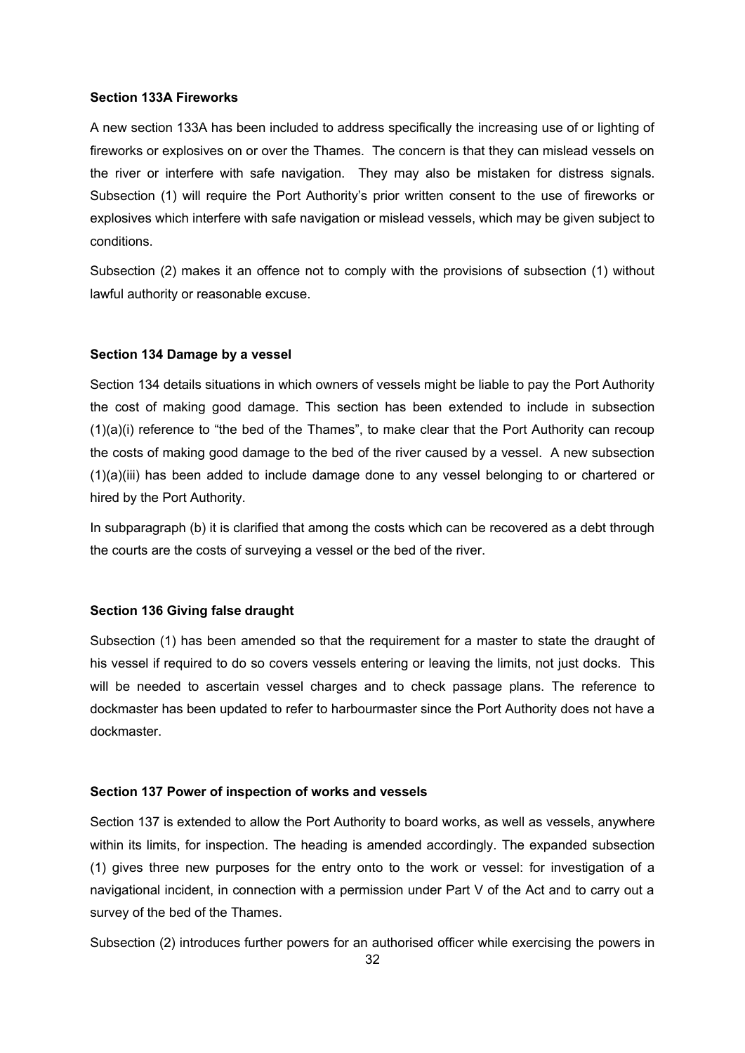**Section 133A Fireworks**

A new section 133A has been included to address specifically the increasing use of or lighting of fireworks or explosives on or over the Thames. The concern is that they can mislead vessels on the river or interfere with safe navigation. They may also be mistaken for distress signals. Subsection (1) will require the Port Authority's prior written consent to the use of fireworks or explosives which interfere with safe navigation or mislead vessels, which may be given subject to conditions.

Subsection (2) makes it an offence not to comply with the provisions of subsection (1) without lawful authority or reasonable excuse.

**Section 134 Damage by a vessel**

Section 134 details situations in which owners of vessels might be liable to pay the Port Authority the cost of making good damage. This section has been extended to include in subsection (1)(a)(i) reference to "the bed of the Thames", to make clear that the Port Authority can recoup the costs of making good damage to the bed of the river caused by a vessel. A new subsection (1)(a)(iii) has been added to include damage done to any vessel belonging to or chartered or hired by the Port Authority.

In subparagraph (b) it is clarified that among the costs which can be recovered as a debt through the courts are the costs of surveying a vessel or the bed of the river.

**Section 136 Giving false draught**

Subsection (1) has been amended so that the requirement for a master to state the draught of his vessel if required to do so covers vessels entering or leaving the limits, not just docks. This will be needed to ascertain vessel charges and to check passage plans. The reference to dockmaster has been updated to refer to harbourmaster since the Port Authority does not have a dockmaster.

**Section 137 Power of inspection of works and vessels**

Section 137 is extended to allow the Port Authority to board works, as well as vessels, anywhere within its limits, for inspection. The heading is amended accordingly. The expanded subsection (1) gives three new purposes for the entry onto to the work or vessel: for investigation of a navigational incident, in connection with a permission under Part V of the Act and to carry out a survey of the bed of the Thames.

Subsection (2) introduces further powers for an authorised officer while exercising the powers in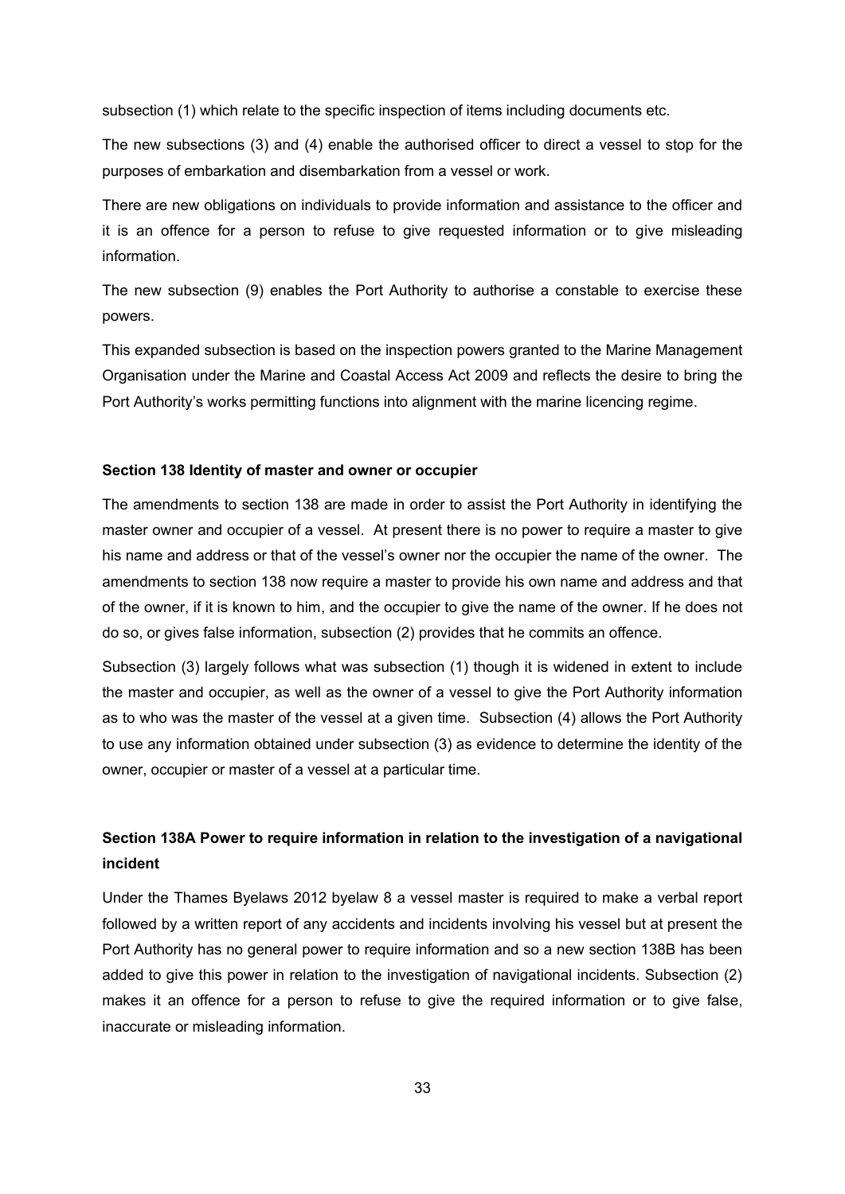subsection (1) which relate to the specific inspection of items including documents etc.

The new subsections (3) and (4) enable the authorised officer to direct a vessel to stop for the purposes of embarkation and disembarkation from a vessel or work.

There are new obligations on individuals to provide information and assistance to the officer and it is an offence for a person to refuse to give requested information or to give misleading information.

The new subsection (9) enables the Port Authority to authorise a constable to exercise these powers.

This expanded subsection is based on the inspection powers granted to the Marine Management Organisation under the Marine and Coastal Access Act 2009 and reflects the desire to bring the Port Authority's works permitting functions into alignment with the marine licencing regime.

**Section 138 Identity of master and owner or occupier**

The amendments to section 138 are made in order to assist the Port Authority in identifying the master owner and occupier of a vessel. At present there is no power to require a master to give his name and address or that of the vessel's owner nor the occupier the name of the owner. The amendments to section 138 now require a master to provide his own name and address and that of the owner, if it is known to him, and the occupier to give the name of the owner. If he does not do so, or gives false information, subsection (2) provides that he commits an offence.

Subsection (3) largely follows what was subsection (1) though it is widened in extent to include the master and occupier, as well as the owner of a vessel to give the Port Authority information as to who was the master of the vessel at a given time. Subsection (4) allows the Port Authority to use any information obtained under subsection (3) as evidence to determine the identity of the owner, occupier or master of a vessel at a particular time.

**Section 138A Power to require information in relation to the investigation of a navigational incident**

Under the Thames Byelaws 2012 byelaw 8 a vessel master is required to make a verbal report followed by a written report of any accidents and incidents involving his vessel but at present the Port Authority has no general power to require information and so a new section 138B has been added to give this power in relation to the investigation of navigational incidents. Subsection (2) makes it an offence for a person to refuse to give the required information or to give false, inaccurate or misleading information.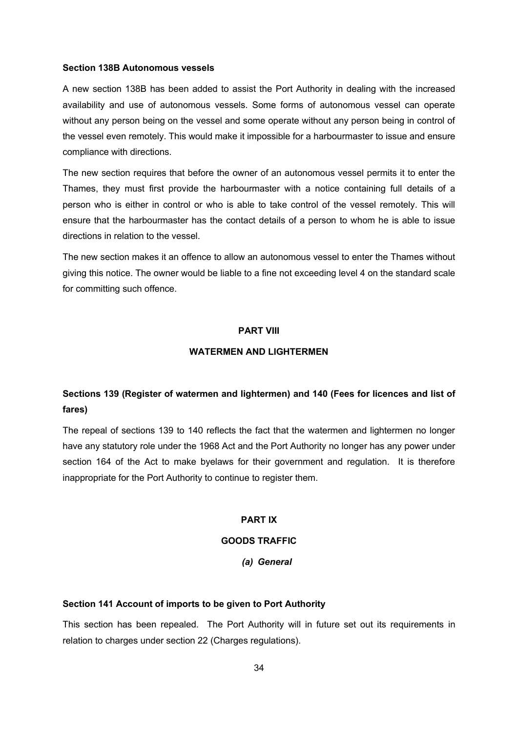**Section 138B Autonomous vessels**

A new section 138B has been added to assist the Port Authority in dealing with the increased availability and use of autonomous vessels. Some forms of autonomous vessel can operate without any person being on the vessel and some operate without any person being in control of the vessel even remotely. This would make it impossible for a harbourmaster to issue and ensure compliance with directions.

The new section requires that before the owner of an autonomous vessel permits it to enter the Thames, they must first provide the harbourmaster with a notice containing full details of a person who is either in control or who is able to take control of the vessel remotely. This will ensure that the harbourmaster has the contact details of a person to whom he is able to issue directions in relation to the vessel.

The new section makes it an offence to allow an autonomous vessel to enter the Thames without giving this notice. The owner would be liable to a fine not exceeding level 4 on the standard scale for committing such offence.

## PART VIII

## WATERMEN AND LIGHTERMEN

### Sections 139 (Register of watermen and lightermen) and 140 (Fees for licences and list of fares)

The repeal of sections 139 to 140 reflects the fact that the watermen and lightermen no longer have any statutory role under the 1968 Act and the Port Authority no longer has any power under section 164 of the Act to make byelaws for their government and regulation. It is therefore inappropriate for the Port Authority to continue to register them.

## PART IX

## GOODS TRAFFIC

### *(a) General*

**Section 141 Account of imports to be given to Port Authority**

This section has been repealed. The Port Authority will in future set out its requirements in relation to charges under section 22 (Charges regulations).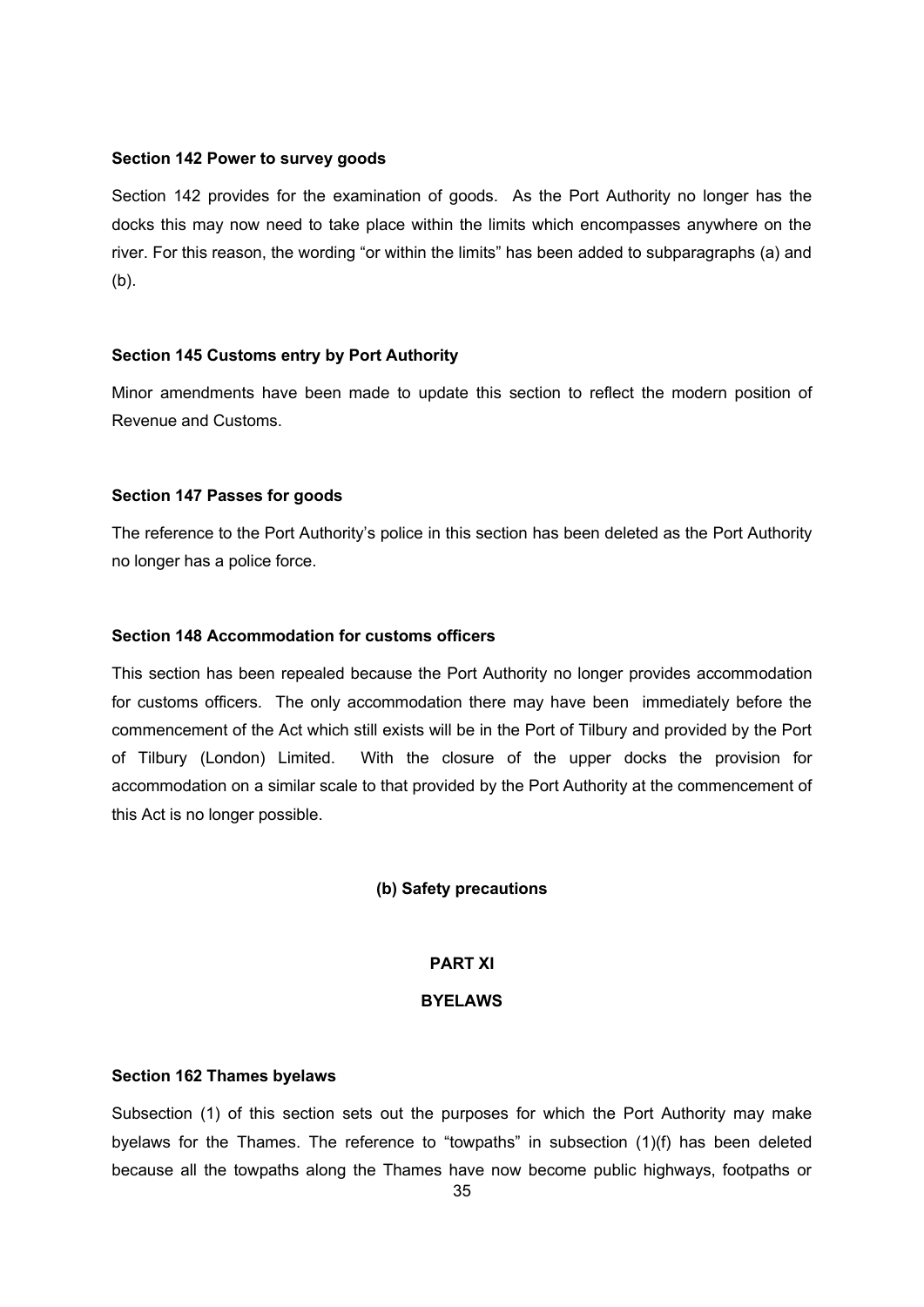**Section 142 Power to survey goods**

Section 142 provides for the examination of goods. As the Port Authority no longer has the docks this may now need to take place within the limits which encompasses anywhere on the river. For this reason, the wording "or within the limits" has been added to subparagraphs (a) and (b).

**Section 145 Customs entry by Port Authority**

Minor amendments have been made to update this section to reflect the modern position of Revenue and Customs.

**Section 147 Passes for goods**

The reference to the Port Authority's police in this section has been deleted as the Port Authority no longer has a police force.

**Section 148 Accommodation for customs officers**

This section has been repealed because the Port Authority no longer provides accommodation for customs officers. The only accommodation there may have been immediately before the commencement of the Act which still exists will be in the Port of Tilbury and provided by the Port of Tilbury (London) Limited. With the closure of the upper docks the provision for accommodation on a similar scale to that provided by the Port Authority at the commencement of this Act is no longer possible.

**(b) Safety precautions**

**PART XI**

**BYELAWS**

**Section 162 Thames byelaws**

Subsection (1) of this section sets out the purposes for which the Port Authority may make byelaws for the Thames. The reference to "towpaths" in subsection (1)(f) has been deleted because all the towpaths along the Thames have now become public highways, footpaths or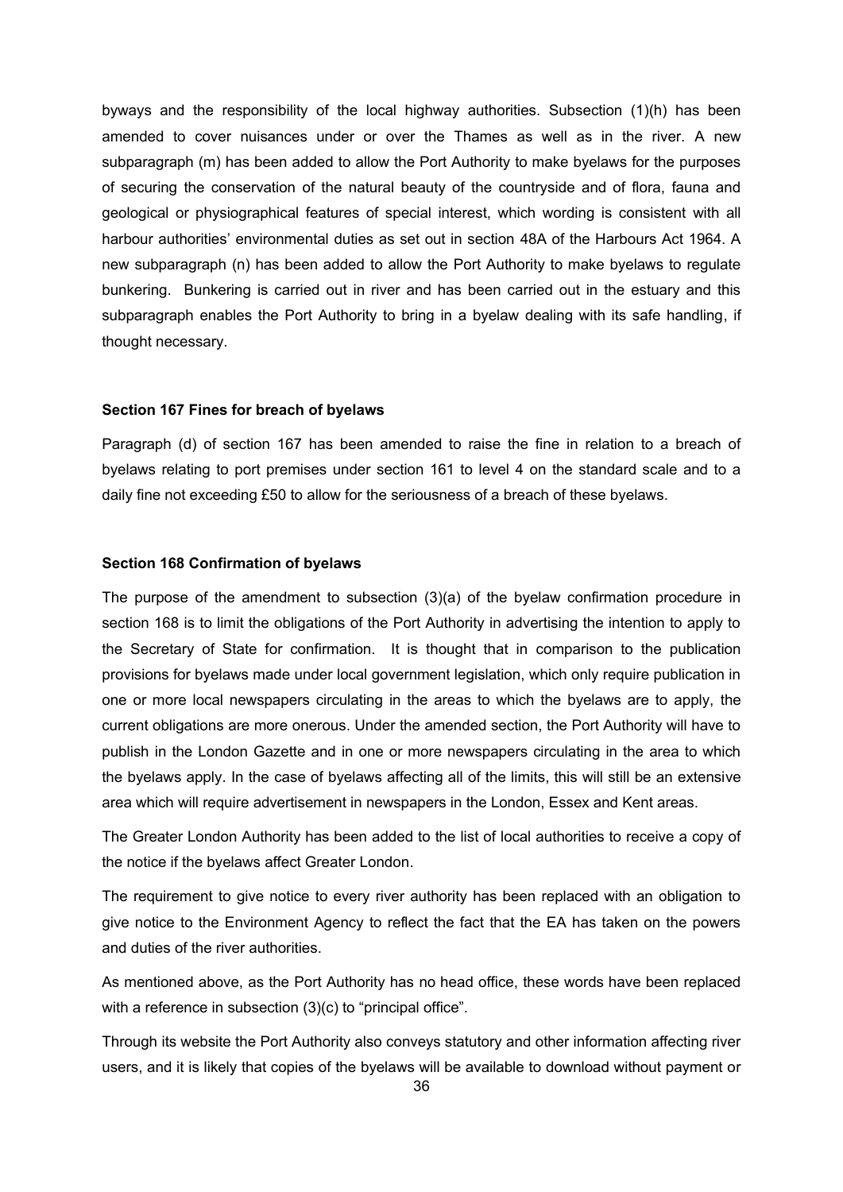byways and the responsibility of the local highway authorities. Subsection (1)(h) has been amended to cover nuisances under or over the Thames as well as in the river. A new subparagraph (m) has been added to allow the Port Authority to make byelaws for the purposes of securing the conservation of the natural beauty of the countryside and of flora, fauna and geological or physiographical features of special interest, which wording is consistent with all harbour authorities' environmental duties as set out in section 48A of the Harbours Act 1964. A new subparagraph (n) has been added to allow the Port Authority to make byelaws to regulate bunkering. Bunkering is carried out in river and has been carried out in the estuary and this subparagraph enables the Port Authority to bring in a byelaw dealing with its safe handling, if thought necessary.

**Section 167 Fines for breach of byelaws**

Paragraph (d) of section 167 has been amended to raise the fine in relation to a breach of byelaws relating to port premises under section 161 to level 4 on the standard scale and to a daily fine not exceeding £50 to allow for the seriousness of a breach of these byelaws.

**Section 168 Confirmation of byelaws**

The purpose of the amendment to subsection (3)(a) of the byelaw confirmation procedure in section 168 is to limit the obligations of the Port Authority in advertising the intention to apply to the Secretary of State for confirmation. It is thought that in comparison to the publication provisions for byelaws made under local government legislation, which only require publication in one or more local newspapers circulating in the areas to which the byelaws are to apply, the current obligations are more onerous. Under the amended section, the Port Authority will have to publish in the London Gazette and in one or more newspapers circulating in the area to which the byelaws apply. In the case of byelaws affecting all of the limits, this will still be an extensive area which will require advertisement in newspapers in the London, Essex and Kent areas.

The Greater London Authority has been added to the list of local authorities to receive a copy of the notice if the byelaws affect Greater London.

The requirement to give notice to every river authority has been replaced with an obligation to give notice to the Environment Agency to reflect the fact that the EA has taken on the powers and duties of the river authorities.

As mentioned above, as the Port Authority has no head office, these words have been replaced with a reference in subsection (3)(c) to "principal office".

Through its website the Port Authority also conveys statutory and other information affecting river users, and it is likely that copies of the byelaws will be available to download without payment or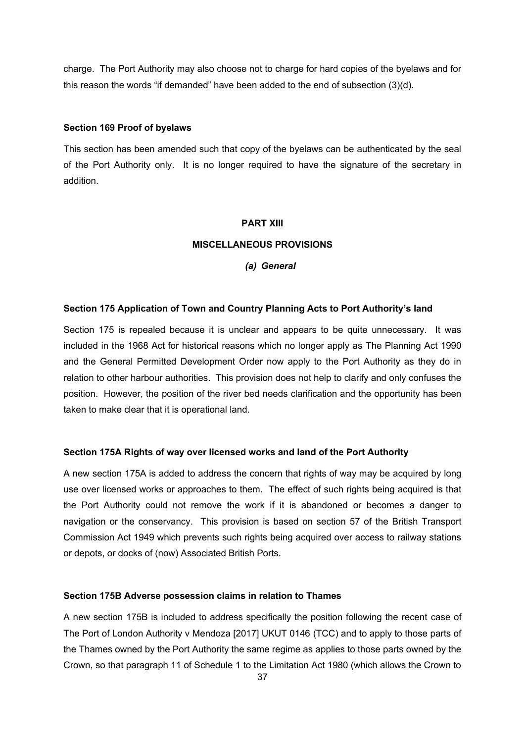charge. The Port Authority may also choose not to charge for hard copies of the byelaws and for this reason the words "if demanded" have been added to the end of subsection (3)(d).

**Section 169 Proof of byelaws**

This section has been amended such that copy of the byelaws can be authenticated by the seal of the Port Authority only. It is no longer required to have the signature of the secretary in addition.

## PART XIII

## MISCELLANEOUS PROVISIONS

### *(a) General*

**Section 175 Application of Town and Country Planning Acts to Port Authority's land**

Section 175 is repealed because it is unclear and appears to be quite unnecessary. It was included in the 1968 Act for historical reasons which no longer apply as The Planning Act 1990 and the General Permitted Development Order now apply to the Port Authority as they do in relation to other harbour authorities. This provision does not help to clarify and only confuses the position. However, the position of the river bed needs clarification and the opportunity has been taken to make clear that it is operational land.

**Section 175A Rights of way over licensed works and land of the Port Authority**

A new section 175A is added to address the concern that rights of way may be acquired by long use over licensed works or approaches to them. The effect of such rights being acquired is that the Port Authority could not remove the work if it is abandoned or becomes a danger to navigation or the conservancy. This provision is based on section 57 of the British Transport Commission Act 1949 which prevents such rights being acquired over access to railway stations or depots, or docks of (now) Associated British Ports.

**Section 175B Adverse possession claims in relation to Thames**

A new section 175B is included to address specifically the position following the recent case of The Port of London Authority v Mendoza [2017] UKUT 0146 (TCC) and to apply to those parts of the Thames owned by the Port Authority the same regime as applies to those parts owned by the Crown, so that paragraph 11 of Schedule 1 to the Limitation Act 1980 (which allows the Crown to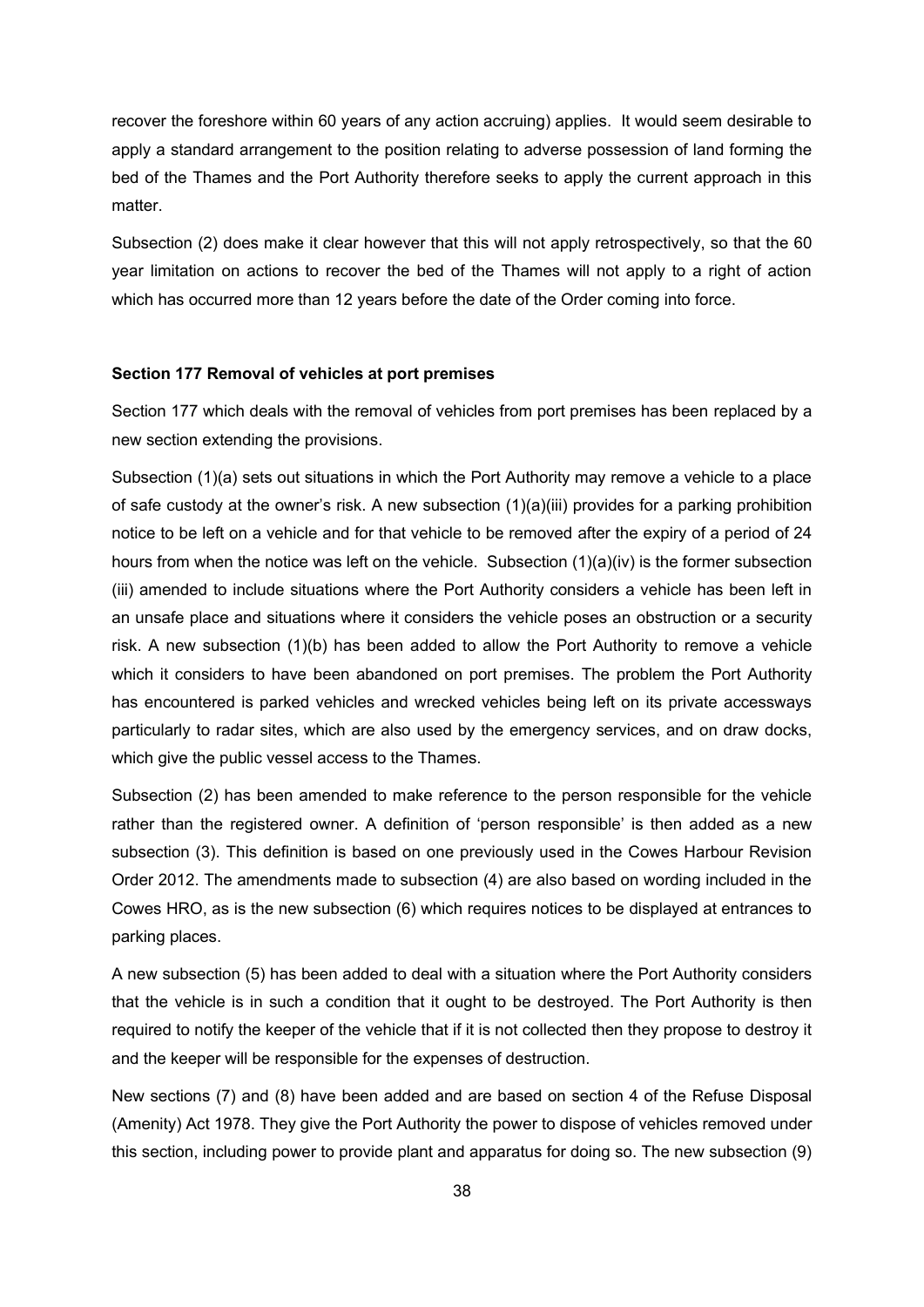recover the foreshore within 60 years of any action accruing) applies. It would seem desirable to apply a standard arrangement to the position relating to adverse possession of land forming the bed of the Thames and the Port Authority therefore seeks to apply the current approach in this matter.

Subsection (2) does make it clear however that this will not apply retrospectively, so that the 60 year limitation on actions to recover the bed of the Thames will not apply to a right of action which has occurred more than 12 years before the date of the Order coming into force.

**Section 177 Removal of vehicles at port premises**

Section 177 which deals with the removal of vehicles from port premises has been replaced by a new section extending the provisions.

Subsection (1)(a) sets out situations in which the Port Authority may remove a vehicle to a place of safe custody at the owner's risk. A new subsection (1)(a)(iii) provides for a parking prohibition notice to be left on a vehicle and for that vehicle to be removed after the expiry of a period of 24 hours from when the notice was left on the vehicle. Subsection (1)(a)(iv) is the former subsection (iii) amended to include situations where the Port Authority considers a vehicle has been left in an unsafe place and situations where it considers the vehicle poses an obstruction or a security risk. A new subsection (1)(b) has been added to allow the Port Authority to remove a vehicle which it considers to have been abandoned on port premises. The problem the Port Authority has encountered is parked vehicles and wrecked vehicles being left on its private accessways particularly to radar sites, which are also used by the emergency services, and on draw docks, which give the public vessel access to the Thames.

Subsection (2) has been amended to make reference to the person responsible for the vehicle rather than the registered owner. A definition of 'person responsible' is then added as a new subsection (3). This definition is based on one previously used in the Cowes Harbour Revision Order 2012. The amendments made to subsection (4) are also based on wording included in the Cowes HRO, as is the new subsection (6) which requires notices to be displayed at entrances to parking places.

A new subsection (5) has been added to deal with a situation where the Port Authority considers that the vehicle is in such a condition that it ought to be destroyed. The Port Authority is then required to notify the keeper of the vehicle that if it is not collected then they propose to destroy it and the keeper will be responsible for the expenses of destruction.

New sections (7) and (8) have been added and are based on section 4 of the Refuse Disposal (Amenity) Act 1978. They give the Port Authority the power to dispose of vehicles removed under this section, including power to provide plant and apparatus for doing so. The new subsection (9)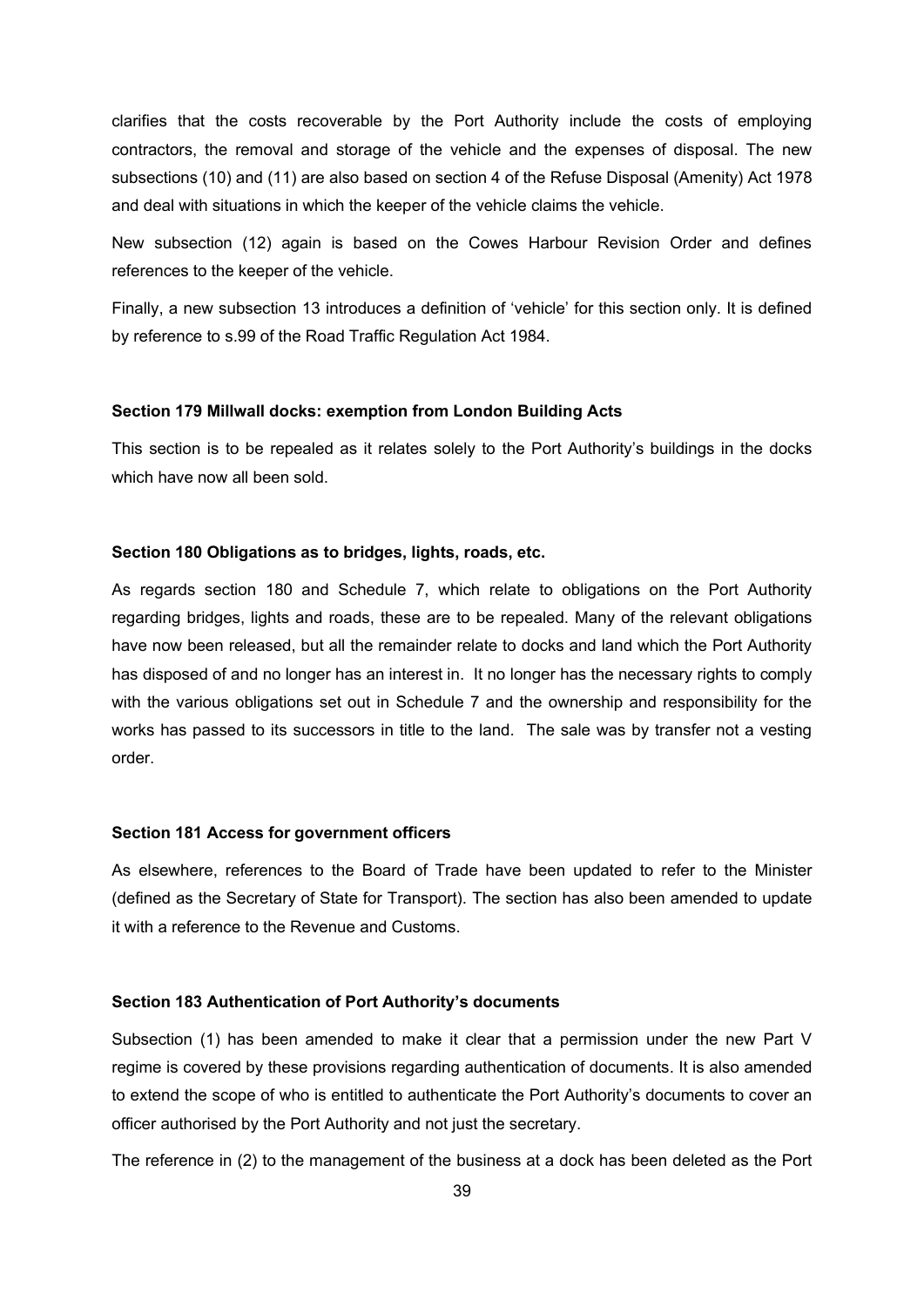clarifies that the costs recoverable by the Port Authority include the costs of employing contractors, the removal and storage of the vehicle and the expenses of disposal. The new subsections (10) and (11) are also based on section 4 of the Refuse Disposal (Amenity) Act 1978 and deal with situations in which the keeper of the vehicle claims the vehicle.

New subsection (12) again is based on the Cowes Harbour Revision Order and defines references to the keeper of the vehicle.

Finally, a new subsection 13 introduces a definition of 'vehicle' for this section only. It is defined by reference to s.99 of the Road Traffic Regulation Act 1984.

**Section 179 Millwall docks: exemption from London Building Acts**

This section is to be repealed as it relates solely to the Port Authority's buildings in the docks which have now all been sold.

**Section 180 Obligations as to bridges, lights, roads, etc.**

As regards section 180 and Schedule 7, which relate to obligations on the Port Authority regarding bridges, lights and roads, these are to be repealed. Many of the relevant obligations have now been released, but all the remainder relate to docks and land which the Port Authority has disposed of and no longer has an interest in. It no longer has the necessary rights to comply with the various obligations set out in Schedule 7 and the ownership and responsibility for the works has passed to its successors in title to the land. The sale was by transfer not a vesting order.

**Section 181 Access for government officers**

As elsewhere, references to the Board of Trade have been updated to refer to the Minister (defined as the Secretary of State for Transport). The section has also been amended to update it with a reference to the Revenue and Customs.

**Section 183 Authentication of Port Authority's documents**

Subsection (1) has been amended to make it clear that a permission under the new Part V regime is covered by these provisions regarding authentication of documents. It is also amended to extend the scope of who is entitled to authenticate the Port Authority's documents to cover an officer authorised by the Port Authority and not just the secretary.

The reference in (2) to the management of the business at a dock has been deleted as the Port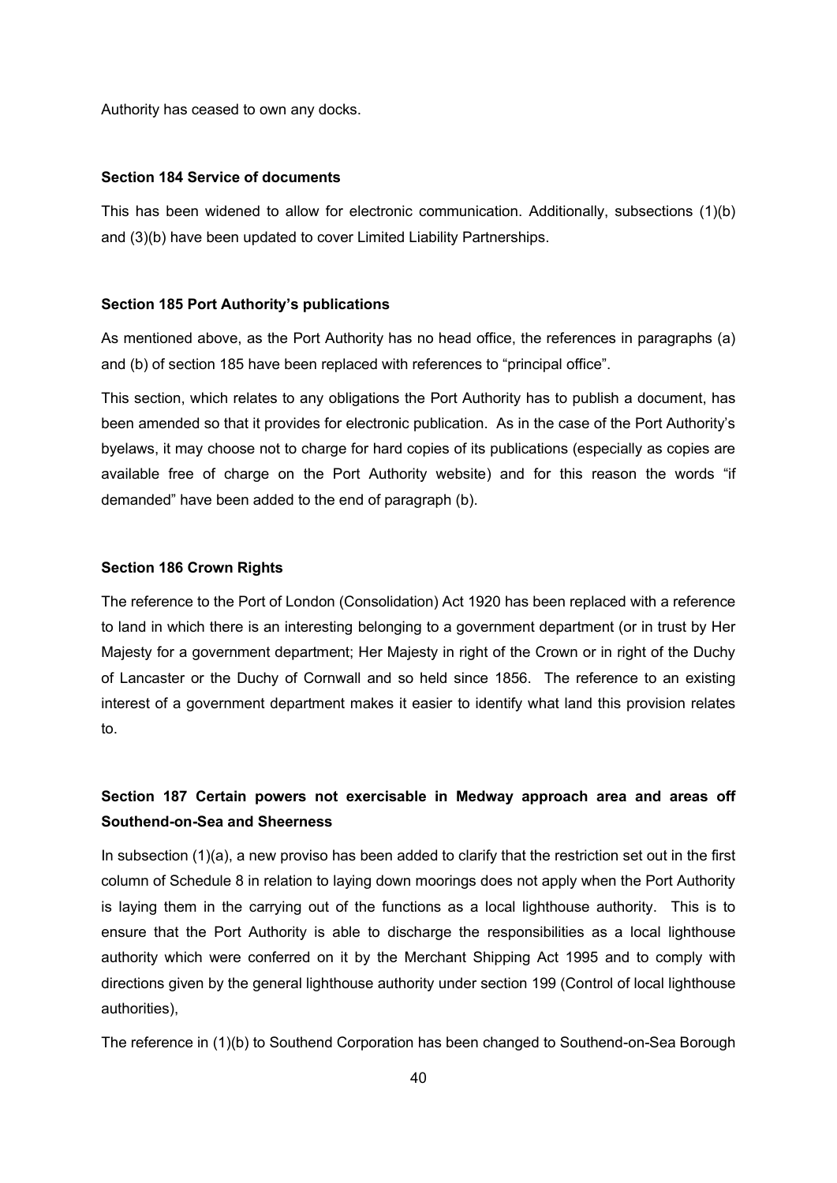Authority has ceased to own any docks.

**Section 184 Service of documents**

This has been widened to allow for electronic communication. Additionally, subsections (1)(b) and (3)(b) have been updated to cover Limited Liability Partnerships.

**Section 185 Port Authority's publications**

As mentioned above, as the Port Authority has no head office, the references in paragraphs (a) and (b) of section 185 have been replaced with references to "principal office".

This section, which relates to any obligations the Port Authority has to publish a document, has been amended so that it provides for electronic publication. As in the case of the Port Authority's byelaws, it may choose not to charge for hard copies of its publications (especially as copies are available free of charge on the Port Authority website) and for this reason the words "if demanded" have been added to the end of paragraph (b).

**Section 186 Crown Rights**

The reference to the Port of London (Consolidation) Act 1920 has been replaced with a reference to land in which there is an interesting belonging to a government department (or in trust by Her Majesty for a government department; Her Majesty in right of the Crown or in right of the Duchy of Lancaster or the Duchy of Cornwall and so held since 1856. The reference to an existing interest of a government department makes it easier to identify what land this provision relates to.

**Section 187 Certain powers not exercisable in Medway approach area and areas off Southend-on-Sea and Sheerness**

In subsection (1)(a), a new proviso has been added to clarify that the restriction set out in the first column of Schedule 8 in relation to laying down moorings does not apply when the Port Authority is laying them in the carrying out of the functions as a local lighthouse authority. This is to ensure that the Port Authority is able to discharge the responsibilities as a local lighthouse authority which were conferred on it by the Merchant Shipping Act 1995 and to comply with directions given by the general lighthouse authority under section 199 (Control of local lighthouse authorities),

The reference in (1)(b) to Southend Corporation has been changed to Southend-on-Sea Borough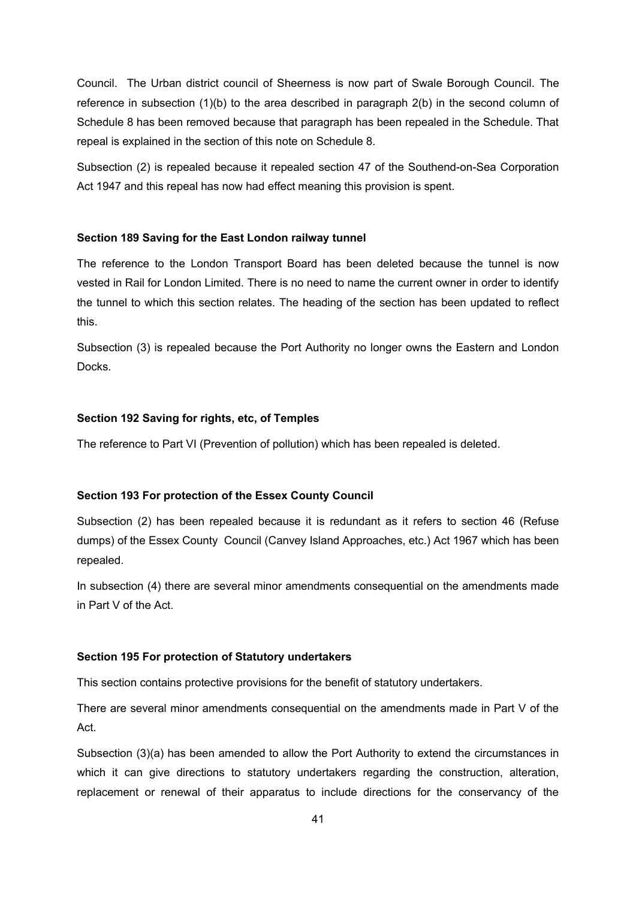Council. The Urban district council of Sheerness is now part of Swale Borough Council. The reference in subsection (1)(b) to the area described in paragraph 2(b) in the second column of Schedule 8 has been removed because that paragraph has been repealed in the Schedule. That repeal is explained in the section of this note on Schedule 8.

Subsection (2) is repealed because it repealed section 47 of the Southend-on-Sea Corporation Act 1947 and this repeal has now had effect meaning this provision is spent.

**Section 189 Saving for the East London railway tunnel**

The reference to the London Transport Board has been deleted because the tunnel is now vested in Rail for London Limited. There is no need to name the current owner in order to identify the tunnel to which this section relates. The heading of the section has been updated to reflect this.

Subsection (3) is repealed because the Port Authority no longer owns the Eastern and London Docks.

**Section 192 Saving for rights, etc, of Temples**

The reference to Part VI (Prevention of pollution) which has been repealed is deleted.

**Section 193 For protection of the Essex County Council**

Subsection (2) has been repealed because it is redundant as it refers to section 46 (Refuse dumps) of the Essex County Council (Canvey Island Approaches, etc.) Act 1967 which has been repealed.

In subsection (4) there are several minor amendments consequential on the amendments made in Part V of the Act.

**Section 195 For protection of Statutory undertakers**

This section contains protective provisions for the benefit of statutory undertakers.

There are several minor amendments consequential on the amendments made in Part V of the Act.

Subsection (3)(a) has been amended to allow the Port Authority to extend the circumstances in which it can give directions to statutory undertakers regarding the construction, alteration, replacement or renewal of their apparatus to include directions for the conservancy of the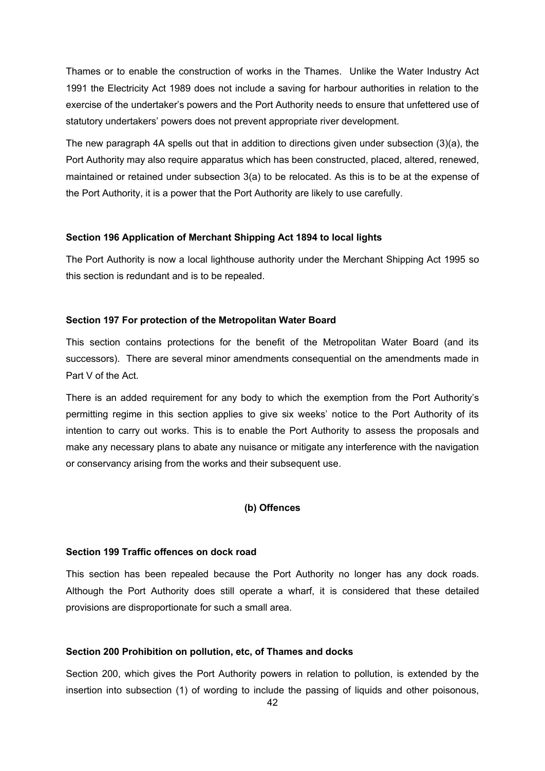Thames or to enable the construction of works in the Thames. Unlike the Water Industry Act 1991 the Electricity Act 1989 does not include a saving for harbour authorities in relation to the exercise of the undertaker's powers and the Port Authority needs to ensure that unfettered use of statutory undertakers' powers does not prevent appropriate river development.

The new paragraph 4A spells out that in addition to directions given under subsection (3)(a), the Port Authority may also require apparatus which has been constructed, placed, altered, renewed, maintained or retained under subsection 3(a) to be relocated. As this is to be at the expense of the Port Authority, it is a power that the Port Authority are likely to use carefully.

**Section 196 Application of Merchant Shipping Act 1894 to local lights**

The Port Authority is now a local lighthouse authority under the Merchant Shipping Act 1995 so this section is redundant and is to be repealed.

**Section 197 For protection of the Metropolitan Water Board**

This section contains protections for the benefit of the Metropolitan Water Board (and its successors). There are several minor amendments consequential on the amendments made in Part V of the Act.

There is an added requirement for any body to which the exemption from the Port Authority's permitting regime in this section applies to give six weeks' notice to the Port Authority of its intention to carry out works. This is to enable the Port Authority to assess the proposals and make any necessary plans to abate any nuisance or mitigate any interference with the navigation or conservancy arising from the works and their subsequent use.

**(b) Offences**

**Section 199 Traffic offences on dock road**

This section has been repealed because the Port Authority no longer has any dock roads. Although the Port Authority does still operate a wharf, it is considered that these detailed provisions are disproportionate for such a small area.

**Section 200 Prohibition on pollution, etc, of Thames and docks**

Section 200, which gives the Port Authority powers in relation to pollution, is extended by the insertion into subsection (1) of wording to include the passing of liquids and other poisonous,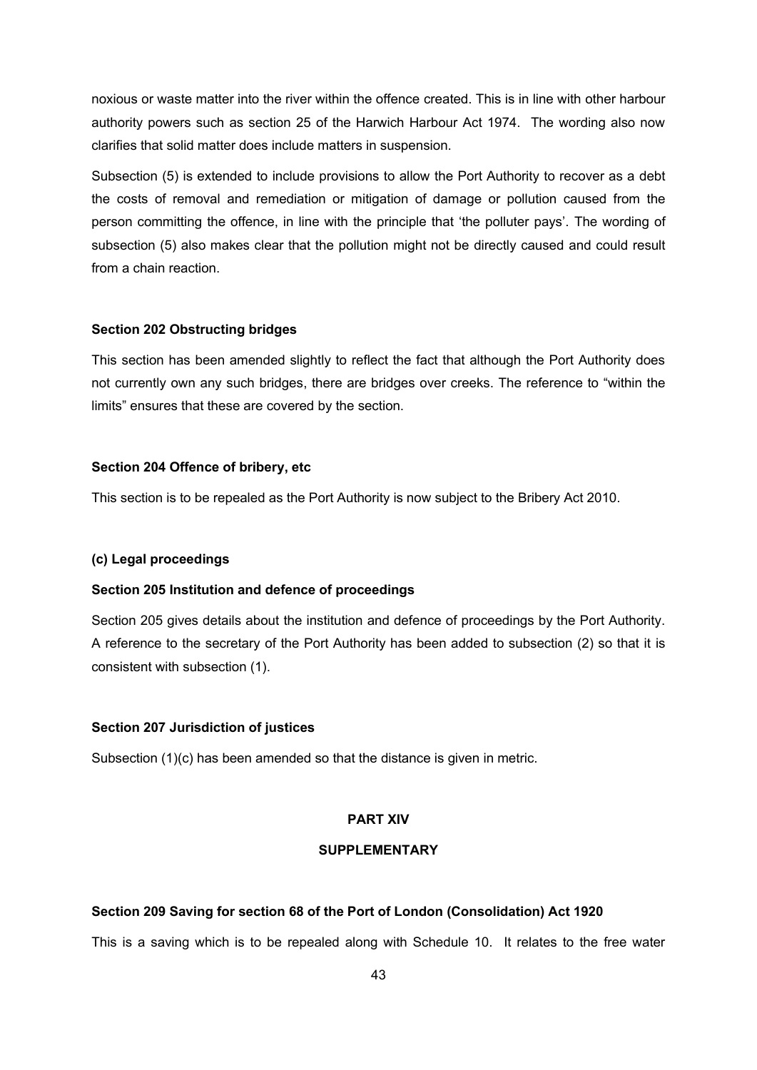noxious or waste matter into the river within the offence created. This is in line with other harbour authority powers such as section 25 of the Harwich Harbour Act 1974. The wording also now clarifies that solid matter does include matters in suspension.

Subsection (5) is extended to include provisions to allow the Port Authority to recover as a debt the costs of removal and remediation or mitigation of damage or pollution caused from the person committing the offence, in line with the principle that 'the polluter pays'. The wording of subsection (5) also makes clear that the pollution might not be directly caused and could result from a chain reaction.

**Section 202 Obstructing bridges**

This section has been amended slightly to reflect the fact that although the Port Authority does not currently own any such bridges, there are bridges over creeks. The reference to "within the limits" ensures that these are covered by the section.

**Section 204 Offence of bribery, etc**

This section is to be repealed as the Port Authority is now subject to the Bribery Act 2010.

**(c) Legal proceedings**

**Section 205 Institution and defence of proceedings**

Section 205 gives details about the institution and defence of proceedings by the Port Authority. A reference to the secretary of the Port Authority has been added to subsection (2) so that it is consistent with subsection (1).

**Section 207 Jurisdiction of justices**

Subsection (1)(c) has been amended so that the distance is given in metric.

## PART XIV

## SUPPLEMENTARY

**Section 209 Saving for section 68 of the Port of London (Consolidation) Act 1920**

This is a saving which is to be repealed along with Schedule 10. It relates to the free water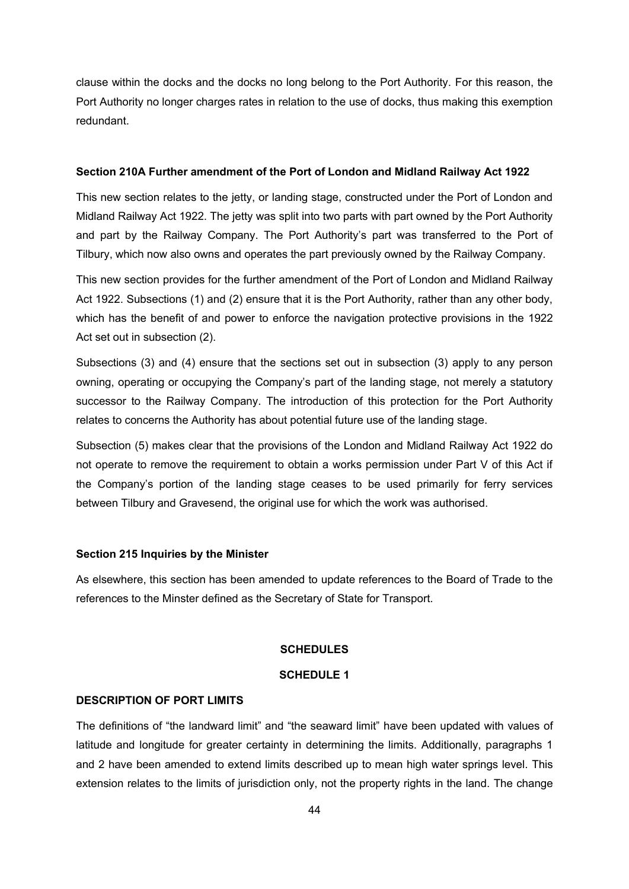clause within the docks and the docks no long belong to the Port Authority. For this reason, the Port Authority no longer charges rates in relation to the use of docks, thus making this exemption redundant.

**Section 210A Further amendment of the Port of London and Midland Railway Act 1922**

This new section relates to the jetty, or landing stage, constructed under the Port of London and Midland Railway Act 1922. The jetty was split into two parts with part owned by the Port Authority and part by the Railway Company. The Port Authority's part was transferred to the Port of Tilbury, which now also owns and operates the part previously owned by the Railway Company.

This new section provides for the further amendment of the Port of London and Midland Railway Act 1922. Subsections (1) and (2) ensure that it is the Port Authority, rather than any other body, which has the benefit of and power to enforce the navigation protective provisions in the 1922 Act set out in subsection (2).

Subsections (3) and (4) ensure that the sections set out in subsection (3) apply to any person owning, operating or occupying the Company's part of the landing stage, not merely a statutory successor to the Railway Company. The introduction of this protection for the Port Authority relates to concerns the Authority has about potential future use of the landing stage.

Subsection (5) makes clear that the provisions of the London and Midland Railway Act 1922 do not operate to remove the requirement to obtain a works permission under Part V of this Act if the Company's portion of the landing stage ceases to be used primarily for ferry services between Tilbury and Gravesend, the original use for which the work was authorised.

**Section 215 Inquiries by the Minister**

As elsewhere, this section has been amended to update references to the Board of Trade to the references to the Minster defined as the Secretary of State for Transport.

**SCHEDULES**

**SCHEDULE 1**

**DESCRIPTION OF PORT LIMITS**

The definitions of "the landward limit" and "the seaward limit" have been updated with values of latitude and longitude for greater certainty in determining the limits. Additionally, paragraphs 1 and 2 have been amended to extend limits described up to mean high water springs level. This extension relates to the limits of jurisdiction only, not the property rights in the land. The change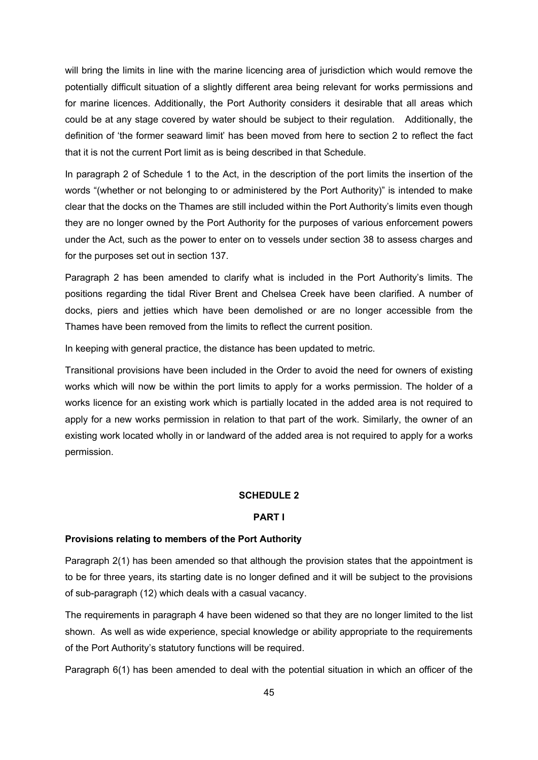will bring the limits in line with the marine licencing area of jurisdiction which would remove the potentially difficult situation of a slightly different area being relevant for works permissions and for marine licences. Additionally, the Port Authority considers it desirable that all areas which could be at any stage covered by water should be subject to their regulation. Additionally, the definition of 'the former seaward limit' has been moved from here to section 2 to reflect the fact that it is not the current Port limit as is being described in that Schedule.

In paragraph 2 of Schedule 1 to the Act, in the description of the port limits the insertion of the words "(whether or not belonging to or administered by the Port Authority)" is intended to make clear that the docks on the Thames are still included within the Port Authority's limits even though they are no longer owned by the Port Authority for the purposes of various enforcement powers under the Act, such as the power to enter on to vessels under section 38 to assess charges and for the purposes set out in section 137.

Paragraph 2 has been amended to clarify what is included in the Port Authority's limits. The positions regarding the tidal River Brent and Chelsea Creek have been clarified. A number of docks, piers and jetties which have been demolished or are no longer accessible from the Thames have been removed from the limits to reflect the current position.

In keeping with general practice, the distance has been updated to metric.

Transitional provisions have been included in the Order to avoid the need for owners of existing works which will now be within the port limits to apply for a works permission. The holder of a works licence for an existing work which is partially located in the added area is not required to apply for a new works permission in relation to that part of the work. Similarly, the owner of an existing work located wholly in or landward of the added area is not required to apply for a works permission.

## SCHEDULE 2

### PART I

**Provisions relating to members of the Port Authority**

Paragraph 2(1) has been amended so that although the provision states that the appointment is to be for three years, its starting date is no longer defined and it will be subject to the provisions of sub-paragraph (12) which deals with a casual vacancy.

The requirements in paragraph 4 have been widened so that they are no longer limited to the list shown. As well as wide experience, special knowledge or ability appropriate to the requirements of the Port Authority's statutory functions will be required.

Paragraph 6(1) has been amended to deal with the potential situation in which an officer of the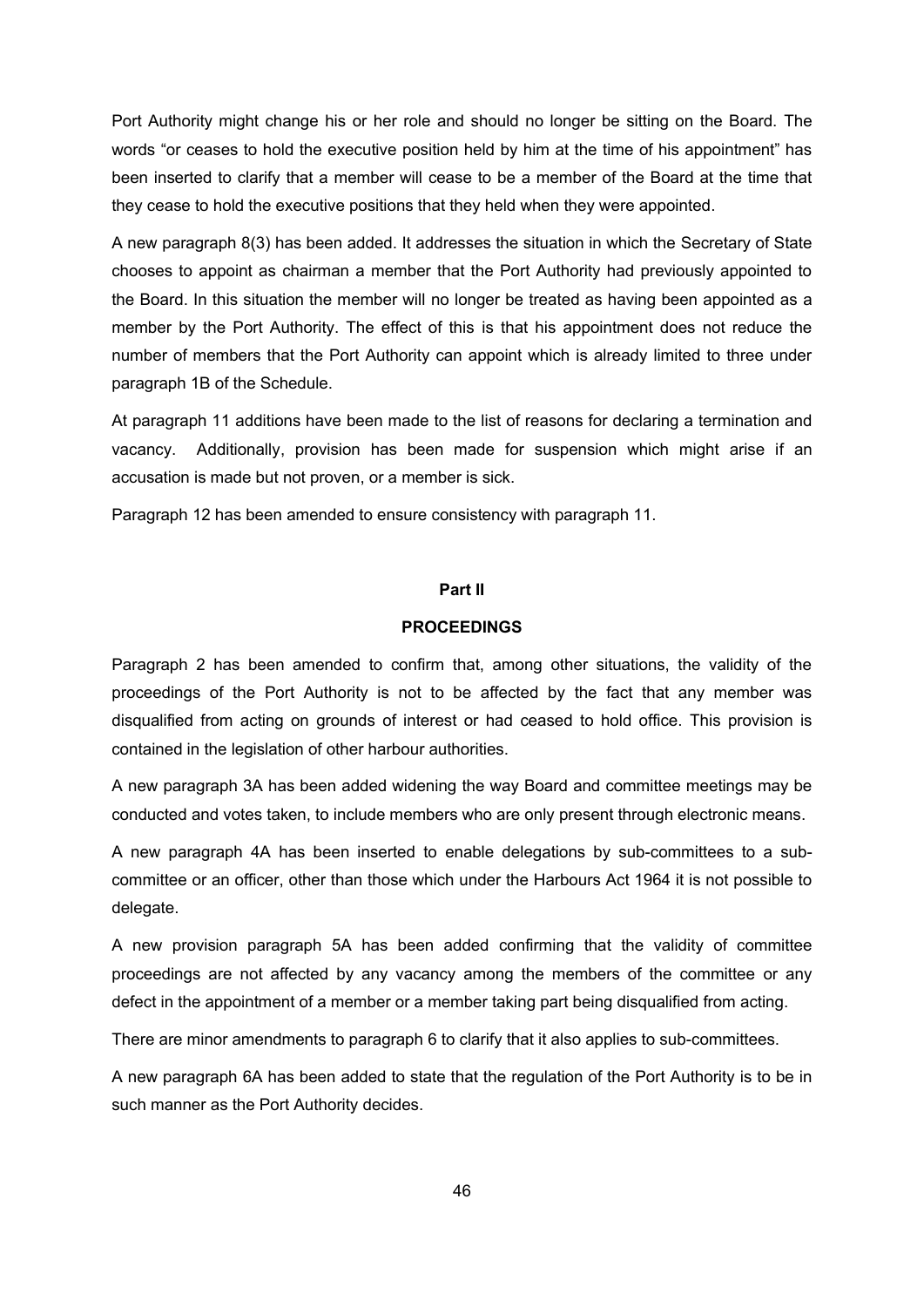Port Authority might change his or her role and should no longer be sitting on the Board. The words "or ceases to hold the executive position held by him at the time of his appointment" has been inserted to clarify that a member will cease to be a member of the Board at the time that they cease to hold the executive positions that they held when they were appointed.

A new paragraph 8(3) has been added. It addresses the situation in which the Secretary of State chooses to appoint as chairman a member that the Port Authority had previously appointed to the Board. In this situation the member will no longer be treated as having been appointed as a member by the Port Authority. The effect of this is that his appointment does not reduce the number of members that the Port Authority can appoint which is already limited to three under paragraph 1B of the Schedule.

At paragraph 11 additions have been made to the list of reasons for declaring a termination and vacancy. Additionally, provision has been made for suspension which might arise if an accusation is made but not proven, or a member is sick.

Paragraph 12 has been amended to ensure consistency with paragraph 11.

**Part II**

**PROCEEDINGS**

Paragraph 2 has been amended to confirm that, among other situations, the validity of the proceedings of the Port Authority is not to be affected by the fact that any member was disqualified from acting on grounds of interest or had ceased to hold office. This provision is contained in the legislation of other harbour authorities.

A new paragraph 3A has been added widening the way Board and committee meetings may be conducted and votes taken, to include members who are only present through electronic means.

A new paragraph 4A has been inserted to enable delegations by sub-committees to a sub-committee or an officer, other than those which under the Harbours Act 1964 it is not possible to delegate.

A new provision paragraph 5A has been added confirming that the validity of committee proceedings are not affected by any vacancy among the members of the committee or any defect in the appointment of a member or a member taking part being disqualified from acting.

There are minor amendments to paragraph 6 to clarify that it also applies to sub-committees.

A new paragraph 6A has been added to state that the regulation of the Port Authority is to be in such manner as the Port Authority decides.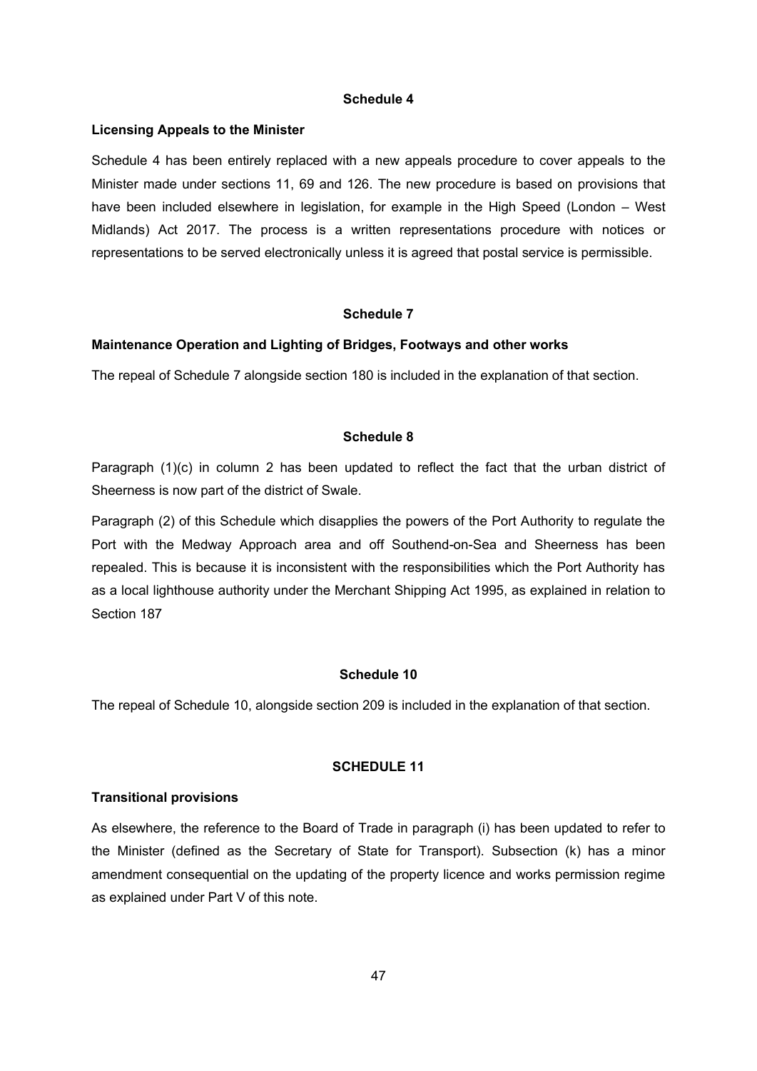## Schedule 4

### Licensing Appeals to the Minister

Schedule 4 has been entirely replaced with a new appeals procedure to cover appeals to the Minister made under sections 11, 69 and 126. The new procedure is based on provisions that have been included elsewhere in legislation, for example in the High Speed (London – West Midlands) Act 2017. The process is a written representations procedure with notices or representations to be served electronically unless it is agreed that postal service is permissible.

## Schedule 7

### Maintenance Operation and Lighting of Bridges, Footways and other works

The repeal of Schedule 7 alongside section 180 is included in the explanation of that section.

## Schedule 8

Paragraph (1)(c) in column 2 has been updated to reflect the fact that the urban district of Sheerness is now part of the district of Swale.

Paragraph (2) of this Schedule which disapplies the powers of the Port Authority to regulate the Port with the Medway Approach area and off Southend-on-Sea and Sheerness has been repealed. This is because it is inconsistent with the responsibilities which the Port Authority has as a local lighthouse authority under the Merchant Shipping Act 1995, as explained in relation to Section 187

## Schedule 10

The repeal of Schedule 10, alongside section 209 is included in the explanation of that section.

## SCHEDULE 11

### Transitional provisions

As elsewhere, the reference to the Board of Trade in paragraph (i) has been updated to refer to the Minister (defined as the Secretary of State for Transport). Subsection (k) has a minor amendment consequential on the updating of the property licence and works permission regime as explained under Part V of this note.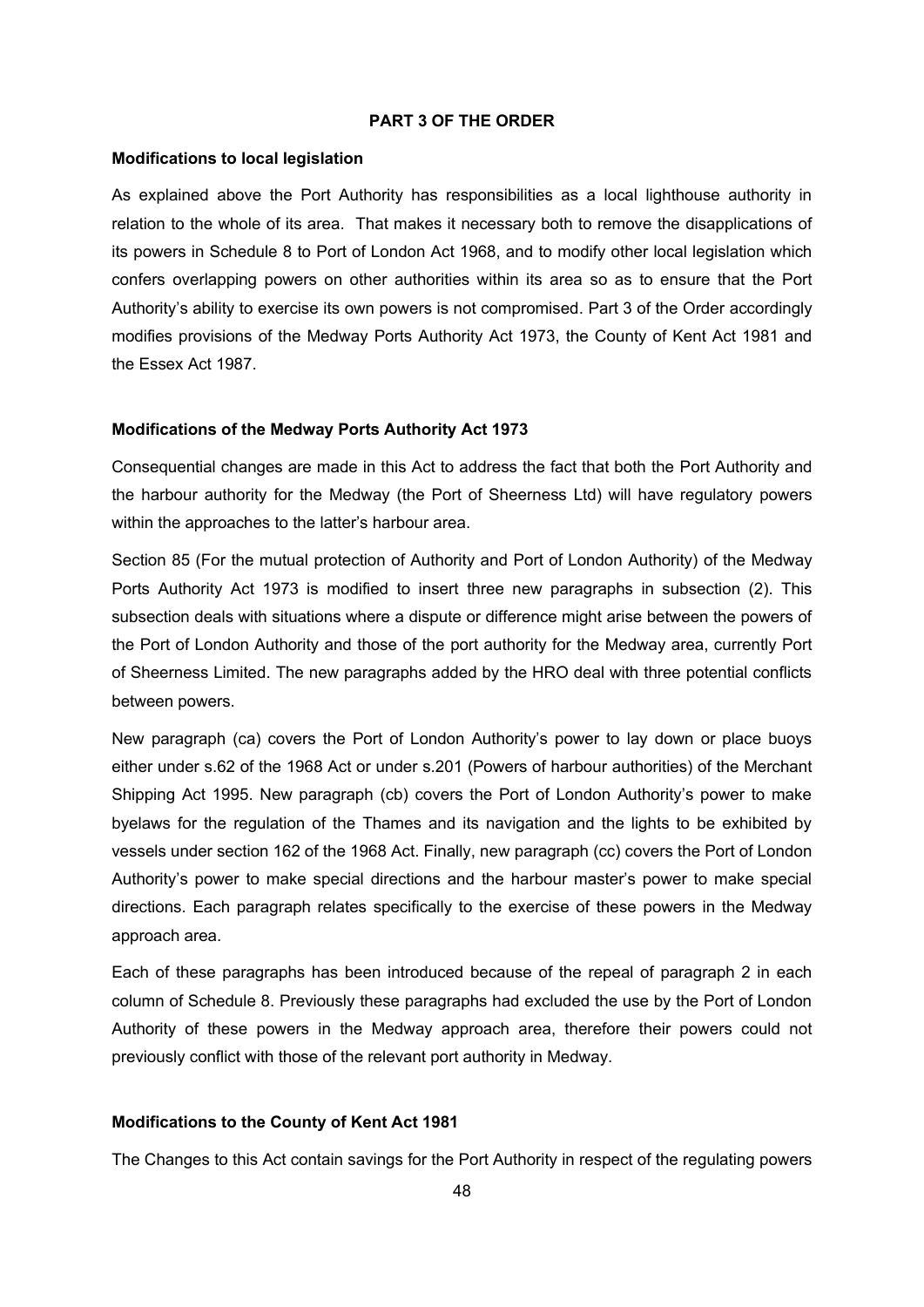## PART 3 OF THE ORDER

### Modifications to local legislation

As explained above the Port Authority has responsibilities as a local lighthouse authority in relation to the whole of its area. That makes it necessary both to remove the disapplications of its powers in Schedule 8 to Port of London Act 1968, and to modify other local legislation which confers overlapping powers on other authorities within its area so as to ensure that the Port Authority's ability to exercise its own powers is not compromised. Part 3 of the Order accordingly modifies provisions of the Medway Ports Authority Act 1973, the County of Kent Act 1981 and the Essex Act 1987.

### Modifications of the Medway Ports Authority Act 1973

Consequential changes are made in this Act to address the fact that both the Port Authority and the harbour authority for the Medway (the Port of Sheerness Ltd) will have regulatory powers within the approaches to the latter's harbour area.

Section 85 (For the mutual protection of Authority and Port of London Authority) of the Medway Ports Authority Act 1973 is modified to insert three new paragraphs in subsection (2). This subsection deals with situations where a dispute or difference might arise between the powers of the Port of London Authority and those of the port authority for the Medway area, currently Port of Sheerness Limited. The new paragraphs added by the HRO deal with three potential conflicts between powers.

New paragraph (ca) covers the Port of London Authority's power to lay down or place buoys either under s.62 of the 1968 Act or under s.201 (Powers of harbour authorities) of the Merchant Shipping Act 1995. New paragraph (cb) covers the Port of London Authority's power to make byelaws for the regulation of the Thames and its navigation and the lights to be exhibited by vessels under section 162 of the 1968 Act. Finally, new paragraph (cc) covers the Port of London Authority's power to make special directions and the harbour master's power to make special directions. Each paragraph relates specifically to the exercise of these powers in the Medway approach area.

Each of these paragraphs has been introduced because of the repeal of paragraph 2 in each column of Schedule 8. Previously these paragraphs had excluded the use by the Port of London Authority of these powers in the Medway approach area, therefore their powers could not previously conflict with those of the relevant port authority in Medway.

### Modifications to the County of Kent Act 1981

The Changes to this Act contain savings for the Port Authority in respect of the regulating powers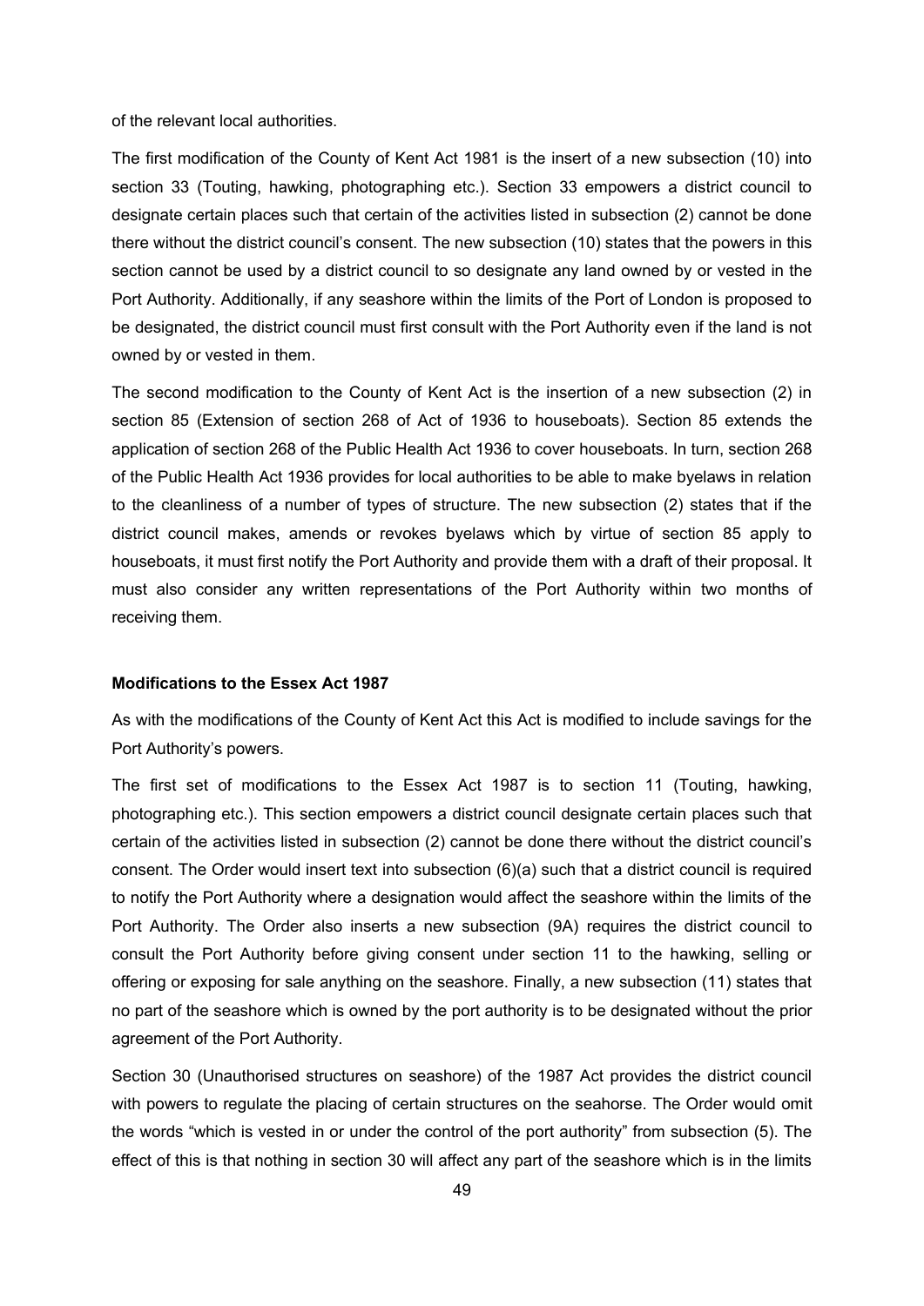of the relevant local authorities.

The first modification of the County of Kent Act 1981 is the insert of a new subsection (10) into section 33 (Touting, hawking, photographing etc.). Section 33 empowers a district council to designate certain places such that certain of the activities listed in subsection (2) cannot be done there without the district council's consent. The new subsection (10) states that the powers in this section cannot be used by a district council to so designate any land owned by or vested in the Port Authority. Additionally, if any seashore within the limits of the Port of London is proposed to be designated, the district council must first consult with the Port Authority even if the land is not owned by or vested in them.

The second modification to the County of Kent Act is the insertion of a new subsection (2) in section 85 (Extension of section 268 of Act of 1936 to houseboats). Section 85 extends the application of section 268 of the Public Health Act 1936 to cover houseboats. In turn, section 268 of the Public Health Act 1936 provides for local authorities to be able to make byelaws in relation to the cleanliness of a number of types of structure. The new subsection (2) states that if the district council makes, amends or revokes byelaws which by virtue of section 85 apply to houseboats, it must first notify the Port Authority and provide them with a draft of their proposal. It must also consider any written representations of the Port Authority within two months of receiving them.

**Modifications to the Essex Act 1987**

As with the modifications of the County of Kent Act this Act is modified to include savings for the Port Authority's powers.

The first set of modifications to the Essex Act 1987 is to section 11 (Touting, hawking, photographing etc.). This section empowers a district council designate certain places such that certain of the activities listed in subsection (2) cannot be done there without the district council's consent. The Order would insert text into subsection (6)(a) such that a district council is required to notify the Port Authority where a designation would affect the seashore within the limits of the Port Authority. The Order also inserts a new subsection (9A) requires the district council to consult the Port Authority before giving consent under section 11 to the hawking, selling or offering or exposing for sale anything on the seashore. Finally, a new subsection (11) states that no part of the seashore which is owned by the port authority is to be designated without the prior agreement of the Port Authority.

Section 30 (Unauthorised structures on seashore) of the 1987 Act provides the district council with powers to regulate the placing of certain structures on the seahorse. The Order would omit the words "which is vested in or under the control of the port authority" from subsection (5). The effect of this is that nothing in section 30 will affect any part of the seashore which is in the limits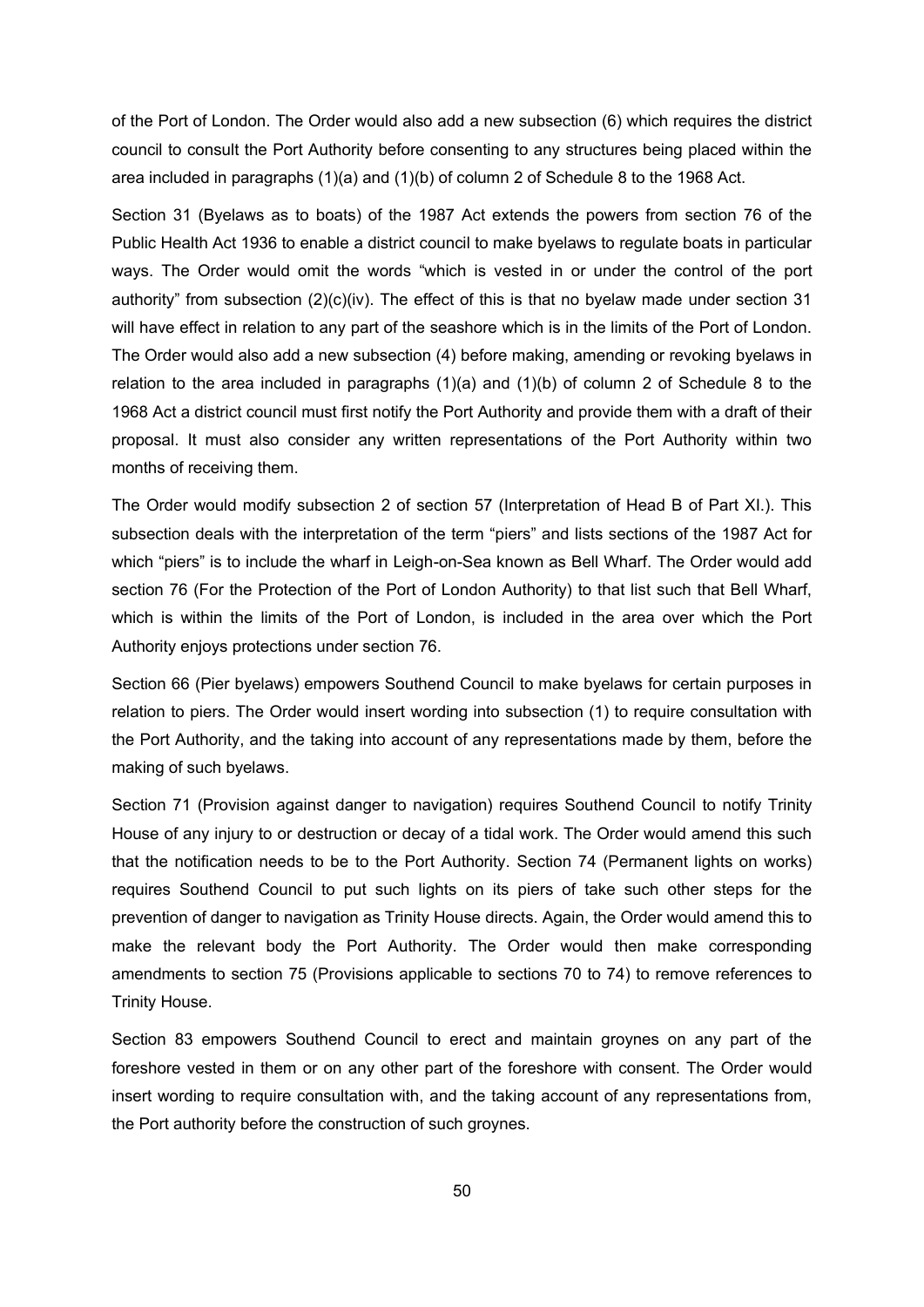of the Port of London. The Order would also add a new subsection (6) which requires the district council to consult the Port Authority before consenting to any structures being placed within the area included in paragraphs (1)(a) and (1)(b) of column 2 of Schedule 8 to the 1968 Act.

Section 31 (Byelaws as to boats) of the 1987 Act extends the powers from section 76 of the Public Health Act 1936 to enable a district council to make byelaws to regulate boats in particular ways. The Order would omit the words "which is vested in or under the control of the port authority" from subsection (2)(c)(iv). The effect of this is that no byelaw made under section 31 will have effect in relation to any part of the seashore which is in the limits of the Port of London. The Order would also add a new subsection (4) before making, amending or revoking byelaws in relation to the area included in paragraphs (1)(a) and (1)(b) of column 2 of Schedule 8 to the 1968 Act a district council must first notify the Port Authority and provide them with a draft of their proposal. It must also consider any written representations of the Port Authority within two months of receiving them.

The Order would modify subsection 2 of section 57 (Interpretation of Head B of Part XI.). This subsection deals with the interpretation of the term "piers" and lists sections of the 1987 Act for which "piers" is to include the wharf in Leigh-on-Sea known as Bell Wharf. The Order would add section 76 (For the Protection of the Port of London Authority) to that list such that Bell Wharf, which is within the limits of the Port of London, is included in the area over which the Port Authority enjoys protections under section 76.

Section 66 (Pier byelaws) empowers Southend Council to make byelaws for certain purposes in relation to piers. The Order would insert wording into subsection (1) to require consultation with the Port Authority, and the taking into account of any representations made by them, before the making of such byelaws.

Section 71 (Provision against danger to navigation) requires Southend Council to notify Trinity House of any injury to or destruction or decay of a tidal work. The Order would amend this such that the notification needs to be to the Port Authority. Section 74 (Permanent lights on works) requires Southend Council to put such lights on its piers of take such other steps for the prevention of danger to navigation as Trinity House directs. Again, the Order would amend this to make the relevant body the Port Authority. The Order would then make corresponding amendments to section 75 (Provisions applicable to sections 70 to 74) to remove references to Trinity House.

Section 83 empowers Southend Council to erect and maintain groynes on any part of the foreshore vested in them or on any other part of the foreshore with consent. The Order would insert wording to require consultation with, and the taking account of any representations from, the Port authority before the construction of such groynes.